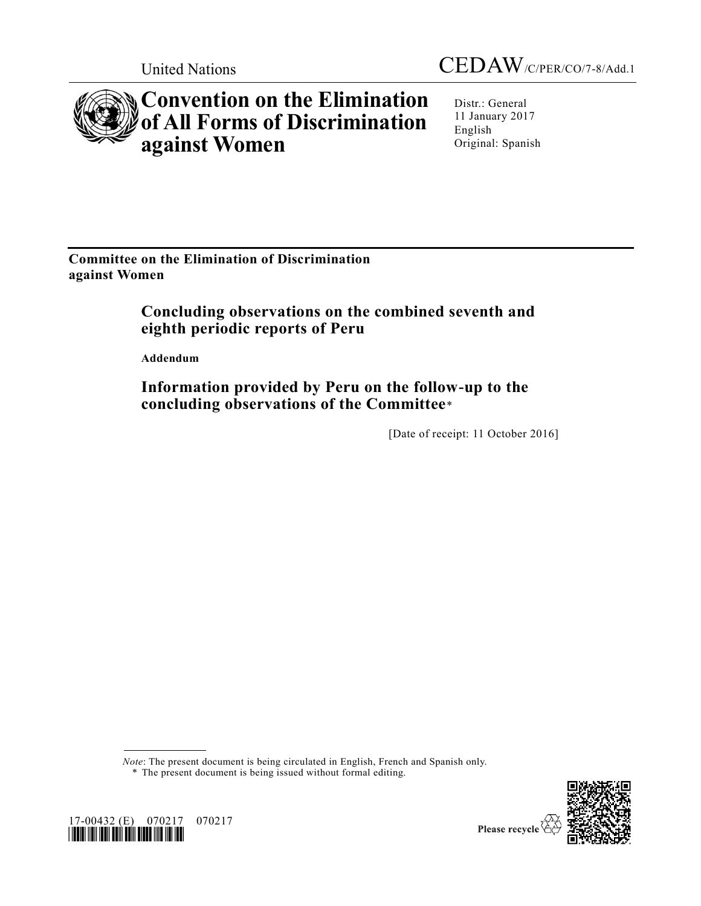United Nations

CEDAW/C/PER/CO/7-8/Add.1

# Convention on the Elimination of All Forms of Discrimination against Women

Distr.: General
11 January 2017
English
Original: Spanish

**Committee on the Elimination of Discrimination against Women**

## Concluding observations on the combined seventh and eighth periodic reports of Peru

**Addendum**

## Information provided by Peru on the follow-up to the concluding observations of the Committee*

[Date of receipt: 11 October 2016]

*Note*: The present document is being circulated in English, French and Spanish only.

* The present document is being issued without formal editing.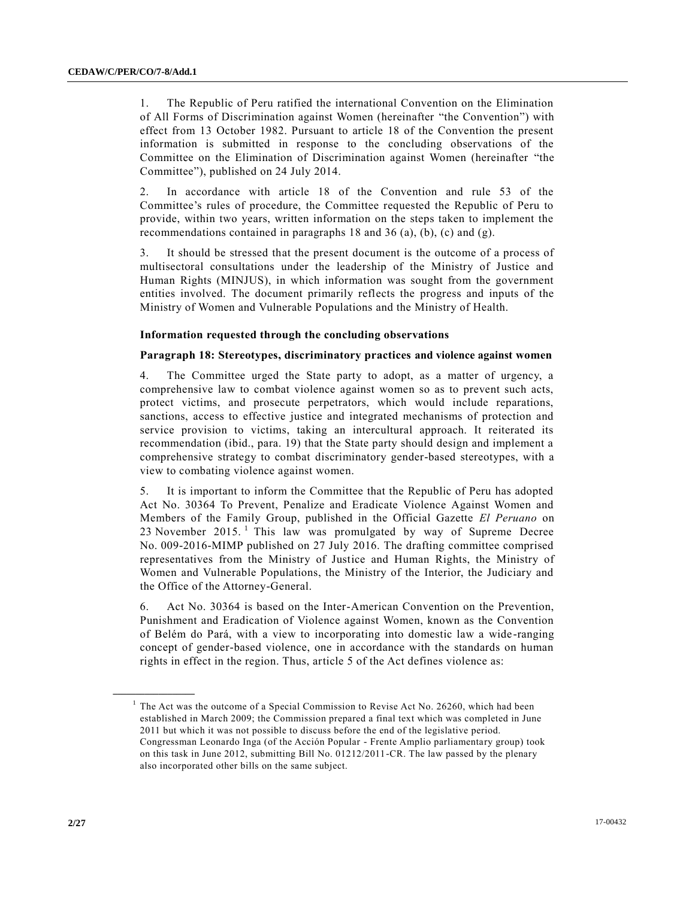1. The Republic of Peru ratified the international Convention on the Elimination of All Forms of Discrimination against Women (hereinafter "the Convention") with effect from 13 October 1982. Pursuant to article 18 of the Convention the present information is submitted in response to the concluding observations of the Committee on the Elimination of Discrimination against Women (hereinafter "the Committee"), published on 24 July 2014.

2. In accordance with article 18 of the Convention and rule 53 of the Committee's rules of procedure, the Committee requested the Republic of Peru to provide, within two years, written information on the steps taken to implement the recommendations contained in paragraphs 18 and 36 (a), (b), (c) and (g).

3. It should be stressed that the present document is the outcome of a process of multisectoral consultations under the leadership of the Ministry of Justice and Human Rights (MINJUS), in which information was sought from the government entities involved. The document primarily reflects the progress and inputs of the Ministry of Women and Vulnerable Populations and the Ministry of Health.

**Information requested through the concluding observations**

**Paragraph 18: Stereotypes, discriminatory practices and violence against women**

4. The Committee urged the State party to adopt, as a matter of urgency, a comprehensive law to combat violence against women so as to prevent such acts, protect victims, and prosecute perpetrators, which would include reparations, sanctions, access to effective justice and integrated mechanisms of protection and service provision to victims, taking an intercultural approach. It reiterated its recommendation (ibid., para. 19) that the State party should design and implement a comprehensive strategy to combat discriminatory gender-based stereotypes, with a view to combating violence against women.

5. It is important to inform the Committee that the Republic of Peru has adopted Act No. 30364 To Prevent, Penalize and Eradicate Violence Against Women and Members of the Family Group, published in the Official Gazette *El Peruano* on 23 November 2015.[1] This law was promulgated by way of Supreme Decree No. 009-2016-MIMP published on 27 July 2016. The drafting committee comprised representatives from the Ministry of Justice and Human Rights, the Ministry of Women and Vulnerable Populations, the Ministry of the Interior, the Judiciary and the Office of the Attorney-General.

6. Act No. 30364 is based on the Inter-American Convention on the Prevention, Punishment and Eradication of Violence against Women, known as the Convention of Belém do Pará, with a view to incorporating into domestic law a wide-ranging concept of gender-based violence, one in accordance with the standards on human rights in effect in the region. Thus, article 5 of the Act defines violence as:

---

[1] The Act was the outcome of a Special Commission to Revise Act No. 26260, which had been established in March 2009; the Commission prepared a final text which was completed in June 2011 but which it was not possible to discuss before the end of the legislative period. Congressman Leonardo Inga (of the Acción Popular - Frente Amplio parliamentary group) took on this task in June 2012, submitting Bill No. 01212/2011-CR. The law passed by the plenary also incorporated other bills on the same subject.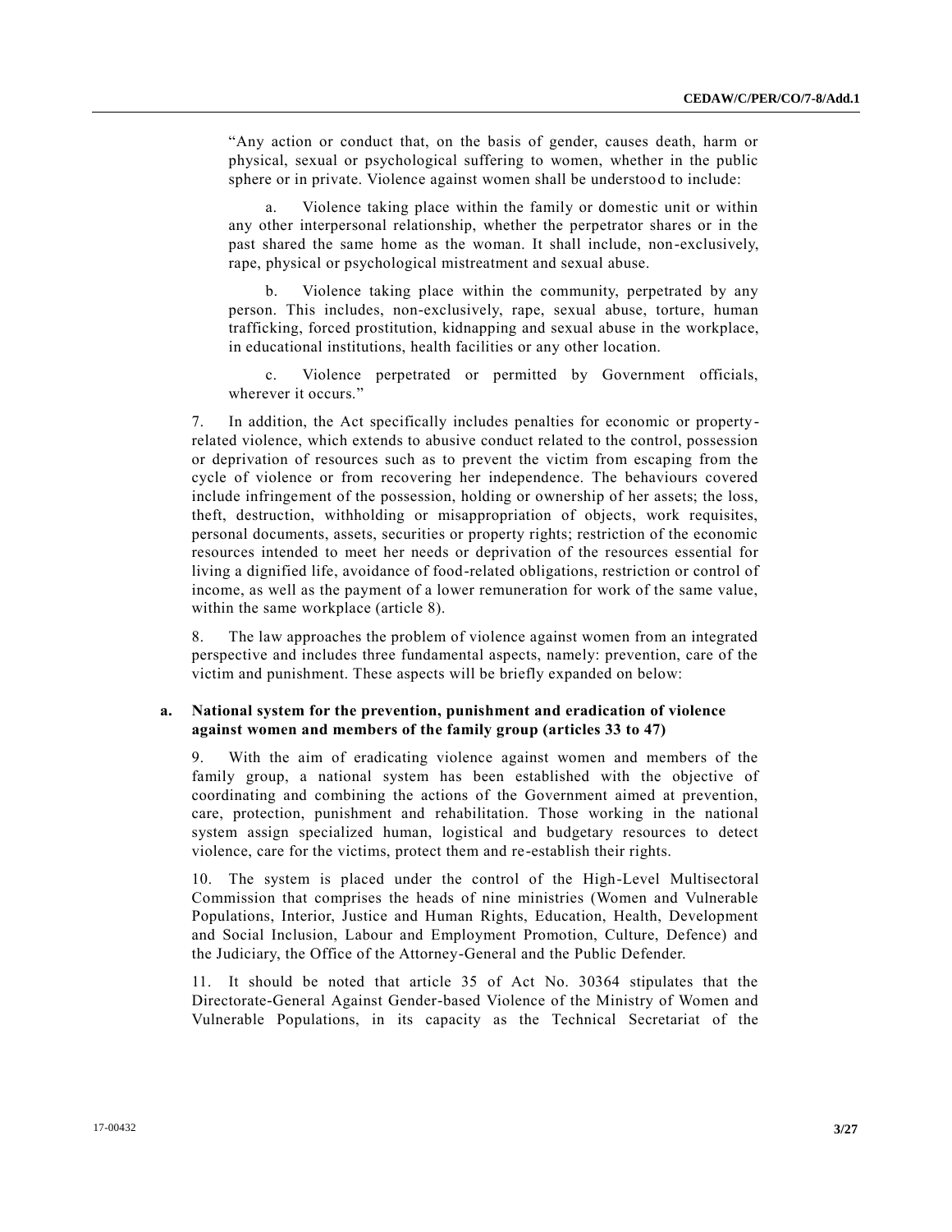"Any action or conduct that, on the basis of gender, causes death, harm or physical, sexual or psychological suffering to women, whether in the public sphere or in private. Violence against women shall be understood to include:

a. Violence taking place within the family or domestic unit or within any other interpersonal relationship, whether the perpetrator shares or in the past shared the same home as the woman. It shall include, non-exclusively, rape, physical or psychological mistreatment and sexual abuse.

b. Violence taking place within the community, perpetrated by any person. This includes, non-exclusively, rape, sexual abuse, torture, human trafficking, forced prostitution, kidnapping and sexual abuse in the workplace, in educational institutions, health facilities or any other location.

c. Violence perpetrated or permitted by Government officials, wherever it occurs."

7. In addition, the Act specifically includes penalties for economic or property-related violence, which extends to abusive conduct related to the control, possession or deprivation of resources such as to prevent the victim from escaping from the cycle of violence or from recovering her independence. The behaviours covered include infringement of the possession, holding or ownership of her assets; the loss, theft, destruction, withholding or misappropriation of objects, work requisites, personal documents, assets, securities or property rights; restriction of the economic resources intended to meet her needs or deprivation of the resources essential for living a dignified life, avoidance of food-related obligations, restriction or control of income, as well as the payment of a lower remuneration for work of the same value, within the same workplace (article 8).

8. The law approaches the problem of violence against women from an integrated perspective and includes three fundamental aspects, namely: prevention, care of the victim and punishment. These aspects will be briefly expanded on below:

### a. National system for the prevention, punishment and eradication of violence against women and members of the family group (articles 33 to 47)

9. With the aim of eradicating violence against women and members of the family group, a national system has been established with the objective of coordinating and combining the actions of the Government aimed at prevention, care, protection, punishment and rehabilitation. Those working in the national system assign specialized human, logistical and budgetary resources to detect violence, care for the victims, protect them and re-establish their rights.

10. The system is placed under the control of the High-Level Multisectoral Commission that comprises the heads of nine ministries (Women and Vulnerable Populations, Interior, Justice and Human Rights, Education, Health, Development and Social Inclusion, Labour and Employment Promotion, Culture, Defence) and the Judiciary, the Office of the Attorney-General and the Public Defender.

11. It should be noted that article 35 of Act No. 30364 stipulates that the Directorate-General Against Gender-based Violence of the Ministry of Women and Vulnerable Populations, in its capacity as the Technical Secretariat of the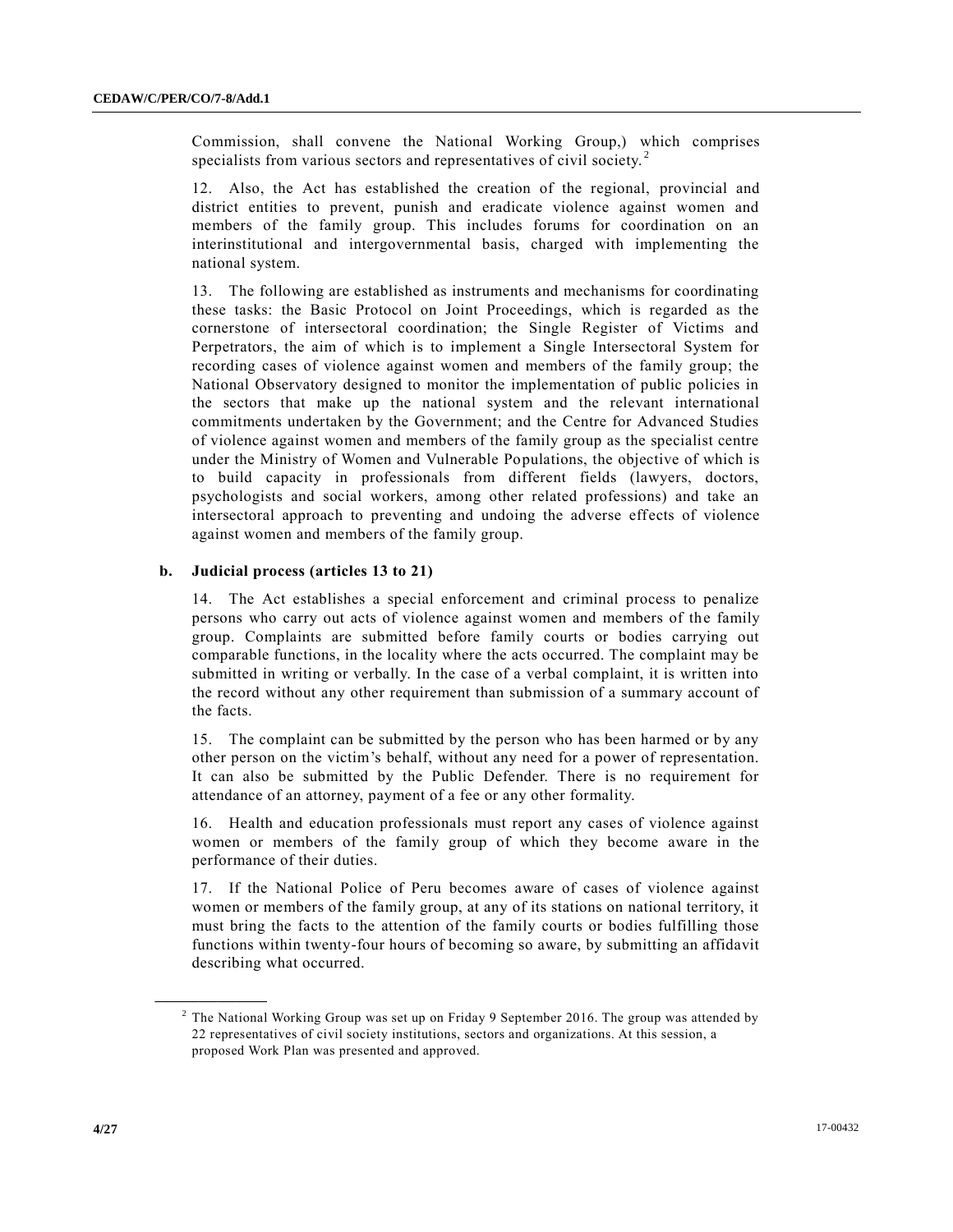Commission, shall convene the National Working Group,) which comprises specialists from various sectors and representatives of civil society.[2]

12. Also, the Act has established the creation of the regional, provincial and district entities to prevent, punish and eradicate violence against women and members of the family group. This includes forums for coordination on an interinstitutional and intergovernmental basis, charged with implementing the national system.

13. The following are established as instruments and mechanisms for coordinating these tasks: the Basic Protocol on Joint Proceedings, which is regarded as the cornerstone of intersectoral coordination; the Single Register of Victims and Perpetrators, the aim of which is to implement a Single Intersectoral System for recording cases of violence against women and members of the family group; the National Observatory designed to monitor the implementation of public policies in the sectors that make up the national system and the relevant international commitments undertaken by the Government; and the Centre for Advanced Studies of violence against women and members of the family group as the specialist centre under the Ministry of Women and Vulnerable Populations, the objective of which is to build capacity in professionals from different fields (lawyers, doctors, psychologists and social workers, among other related professions) and take an intersectoral approach to preventing and undoing the adverse effects of violence against women and members of the family group.

### b. Judicial process (articles 13 to 21)

14. The Act establishes a special enforcement and criminal process to penalize persons who carry out acts of violence against women and members of the family group. Complaints are submitted before family courts or bodies carrying out comparable functions, in the locality where the acts occurred. The complaint may be submitted in writing or verbally. In the case of a verbal complaint, it is written into the record without any other requirement than submission of a summary account of the facts.

15. The complaint can be submitted by the person who has been harmed or by any other person on the victim's behalf, without any need for a power of representation. It can also be submitted by the Public Defender. There is no requirement for attendance of an attorney, payment of a fee or any other formality.

16. Health and education professionals must report any cases of violence against women or members of the family group of which they become aware in the performance of their duties.

17. If the National Police of Peru becomes aware of cases of violence against women or members of the family group, at any of its stations on national territory, it must bring the facts to the attention of the family courts or bodies fulfilling those functions within twenty-four hours of becoming so aware, by submitting an affidavit describing what occurred.

---

[2] The National Working Group was set up on Friday 9 September 2016. The group was attended by 22 representatives of civil society institutions, sectors and organizations. At this session, a proposed Work Plan was presented and approved.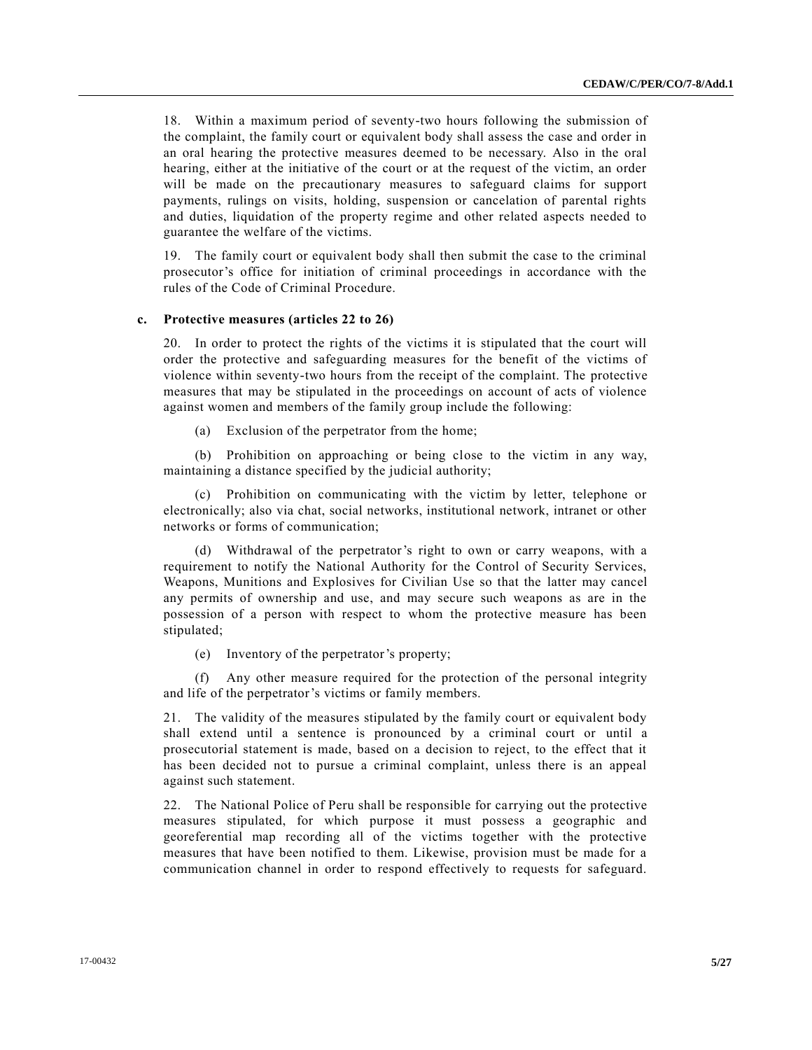18. Within a maximum period of seventy-two hours following the submission of the complaint, the family court or equivalent body shall assess the case and order in an oral hearing the protective measures deemed to be necessary. Also in the oral hearing, either at the initiative of the court or at the request of the victim, an order will be made on the precautionary measures to safeguard claims for support payments, rulings on visits, holding, suspension or cancelation of parental rights and duties, liquidation of the property regime and other related aspects needed to guarantee the welfare of the victims.

19. The family court or equivalent body shall then submit the case to the criminal prosecutor's office for initiation of criminal proceedings in accordance with the rules of the Code of Criminal Procedure.

### c. Protective measures (articles 22 to 26)

20. In order to protect the rights of the victims it is stipulated that the court will order the protective and safeguarding measures for the benefit of the victims of violence within seventy-two hours from the receipt of the complaint. The protective measures that may be stipulated in the proceedings on account of acts of violence against women and members of the family group include the following:

(a) Exclusion of the perpetrator from the home;

(b) Prohibition on approaching or being close to the victim in any way, maintaining a distance specified by the judicial authority;

(c) Prohibition on communicating with the victim by letter, telephone or electronically; also via chat, social networks, institutional network, intranet or other networks or forms of communication;

(d) Withdrawal of the perpetrator's right to own or carry weapons, with a requirement to notify the National Authority for the Control of Security Services, Weapons, Munitions and Explosives for Civilian Use so that the latter may cancel any permits of ownership and use, and may secure such weapons as are in the possession of a person with respect to whom the protective measure has been stipulated;

(e) Inventory of the perpetrator's property;

(f) Any other measure required for the protection of the personal integrity and life of the perpetrator's victims or family members.

21. The validity of the measures stipulated by the family court or equivalent body shall extend until a sentence is pronounced by a criminal court or until a prosecutorial statement is made, based on a decision to reject, to the effect that it has been decided not to pursue a criminal complaint, unless there is an appeal against such statement.

22. The National Police of Peru shall be responsible for carrying out the protective measures stipulated, for which purpose it must possess a geographic and georeferential map recording all of the victims together with the protective measures that have been notified to them. Likewise, provision must be made for a communication channel in order to respond effectively to requests for safeguard.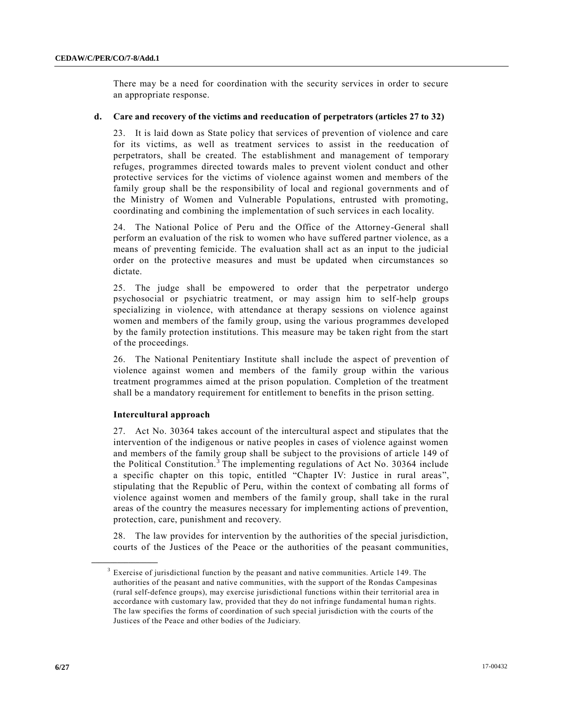There may be a need for coordination with the security services in order to secure an appropriate response.

**d. Care and recovery of the victims and reeducation of perpetrators (articles 27 to 32)**

23. It is laid down as State policy that services of prevention of violence and care for its victims, as well as treatment services to assist in the reeducation of perpetrators, shall be created. The establishment and management of temporary refuges, programmes directed towards males to prevent violent conduct and other protective services for the victims of violence against women and members of the family group shall be the responsibility of local and regional governments and of the Ministry of Women and Vulnerable Populations, entrusted with promoting, coordinating and combining the implementation of such services in each locality.

24. The National Police of Peru and the Office of the Attorney-General shall perform an evaluation of the risk to women who have suffered partner violence, as a means of preventing femicide. The evaluation shall act as an input to the judicial order on the protective measures and must be updated when circumstances so dictate.

25. The judge shall be empowered to order that the perpetrator undergo psychosocial or psychiatric treatment, or may assign him to self-help groups specializing in violence, with attendance at therapy sessions on violence against women and members of the family group, using the various programmes developed by the family protection institutions. This measure may be taken right from the start of the proceedings.

26. The National Penitentiary Institute shall include the aspect of prevention of violence against women and members of the family group within the various treatment programmes aimed at the prison population. Completion of the treatment shall be a mandatory requirement for entitlement to benefits in the prison setting.

**Intercultural approach**

27. Act No. 30364 takes account of the intercultural aspect and stipulates that the intervention of the indigenous or native peoples in cases of violence against women and members of the family group shall be subject to the provisions of article 149 of the Political Constitution.[3] The implementing regulations of Act No. 30364 include a specific chapter on this topic, entitled "Chapter IV: Justice in rural areas", stipulating that the Republic of Peru, within the context of combating all forms of violence against women and members of the family group, shall take in the rural areas of the country the measures necessary for implementing actions of prevention, protection, care, punishment and recovery.

28. The law provides for intervention by the authorities of the special jurisdiction, courts of the Justices of the Peace or the authorities of the peasant communities,

---

[3] Exercise of jurisdictional function by the peasant and native communities. Article 149. The authorities of the peasant and native communities, with the support of the Rondas Campesinas (rural self-defence groups), may exercise jurisdictional functions within their territorial area in accordance with customary law, provided that they do not infringe fundamental human rights. The law specifies the forms of coordination of such special jurisdiction with the courts of the Justices of the Peace and other bodies of the Judiciary.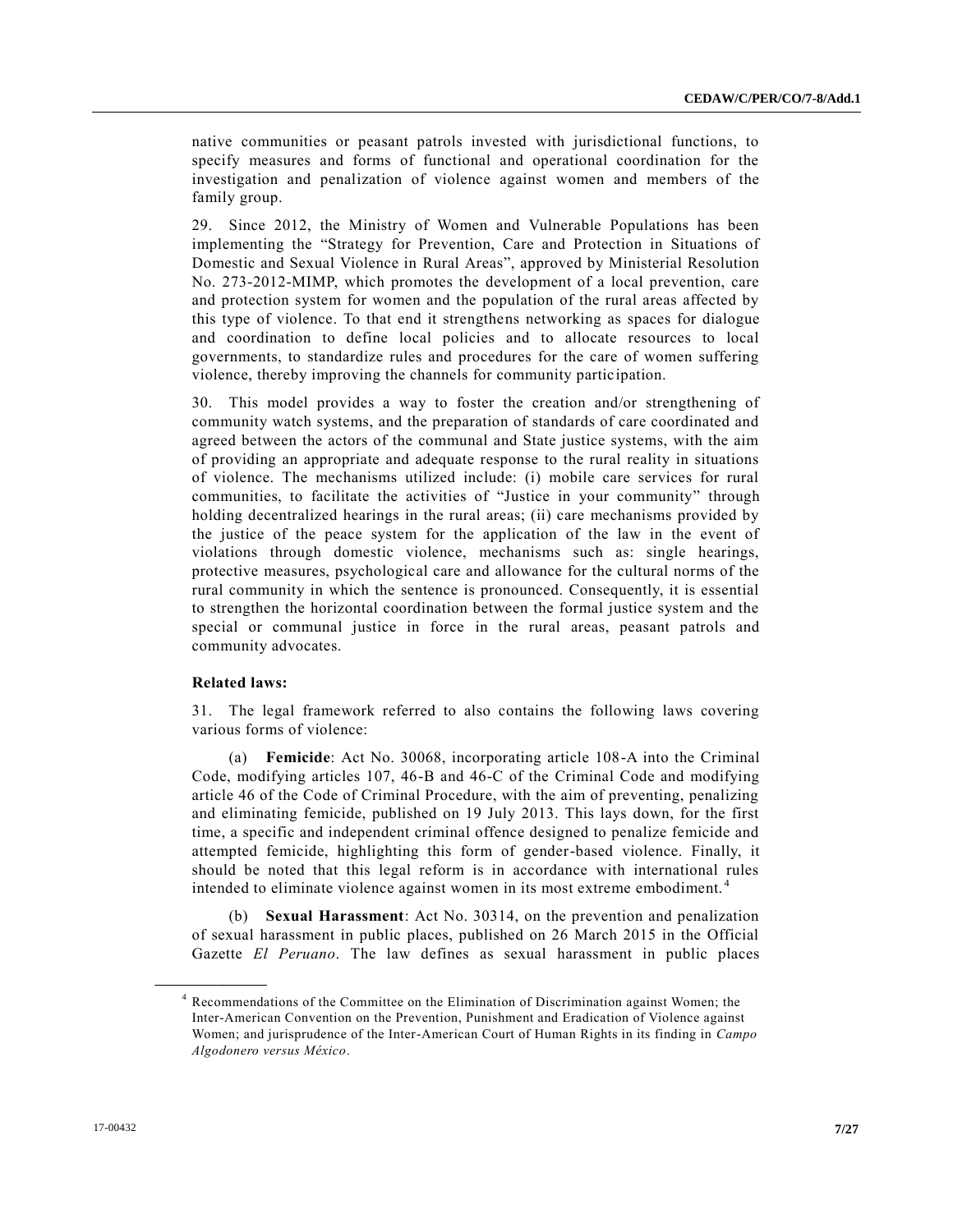native communities or peasant patrols invested with jurisdictional functions, to specify measures and forms of functional and operational coordination for the investigation and penalization of violence against women and members of the family group.

29. Since 2012, the Ministry of Women and Vulnerable Populations has been implementing the "Strategy for Prevention, Care and Protection in Situations of Domestic and Sexual Violence in Rural Areas", approved by Ministerial Resolution No. 273-2012-MIMP, which promotes the development of a local prevention, care and protection system for women and the population of the rural areas affected by this type of violence. To that end it strengthens networking as spaces for dialogue and coordination to define local policies and to allocate resources to local governments, to standardize rules and procedures for the care of women suffering violence, thereby improving the channels for community participation.

30. This model provides a way to foster the creation and/or strengthening of community watch systems, and the preparation of standards of care coordinated and agreed between the actors of the communal and State justice systems, with the aim of providing an appropriate and adequate response to the rural reality in situations of violence. The mechanisms utilized include: (i) mobile care services for rural communities, to facilitate the activities of "Justice in your community" through holding decentralized hearings in the rural areas; (ii) care mechanisms provided by the justice of the peace system for the application of the law in the event of violations through domestic violence, mechanisms such as: single hearings, protective measures, psychological care and allowance for the cultural norms of the rural community in which the sentence is pronounced. Consequently, it is essential to strengthen the horizontal coordination between the formal justice system and the special or communal justice in force in the rural areas, peasant patrols and community advocates.

**Related laws:**

31. The legal framework referred to also contains the following laws covering various forms of violence:

(a) **Femicide**: Act No. 30068, incorporating article 108-A into the Criminal Code, modifying articles 107, 46-B and 46-C of the Criminal Code and modifying article 46 of the Code of Criminal Procedure, with the aim of preventing, penalizing and eliminating femicide, published on 19 July 2013. This lays down, for the first time, a specific and independent criminal offence designed to penalize femicide and attempted femicide, highlighting this form of gender-based violence. Finally, it should be noted that this legal reform is in accordance with international rules intended to eliminate violence against women in its most extreme embodiment.[4]

(b) **Sexual Harassment**: Act No. 30314, on the prevention and penalization of sexual harassment in public places, published on 26 March 2015 in the Official Gazette *El Peruano*. The law defines as sexual harassment in public places

[4] Recommendations of the Committee on the Elimination of Discrimination against Women; the Inter-American Convention on the Prevention, Punishment and Eradication of Violence against Women; and jurisprudence of the Inter-American Court of Human Rights in its finding in *Campo Algodonero versus México*.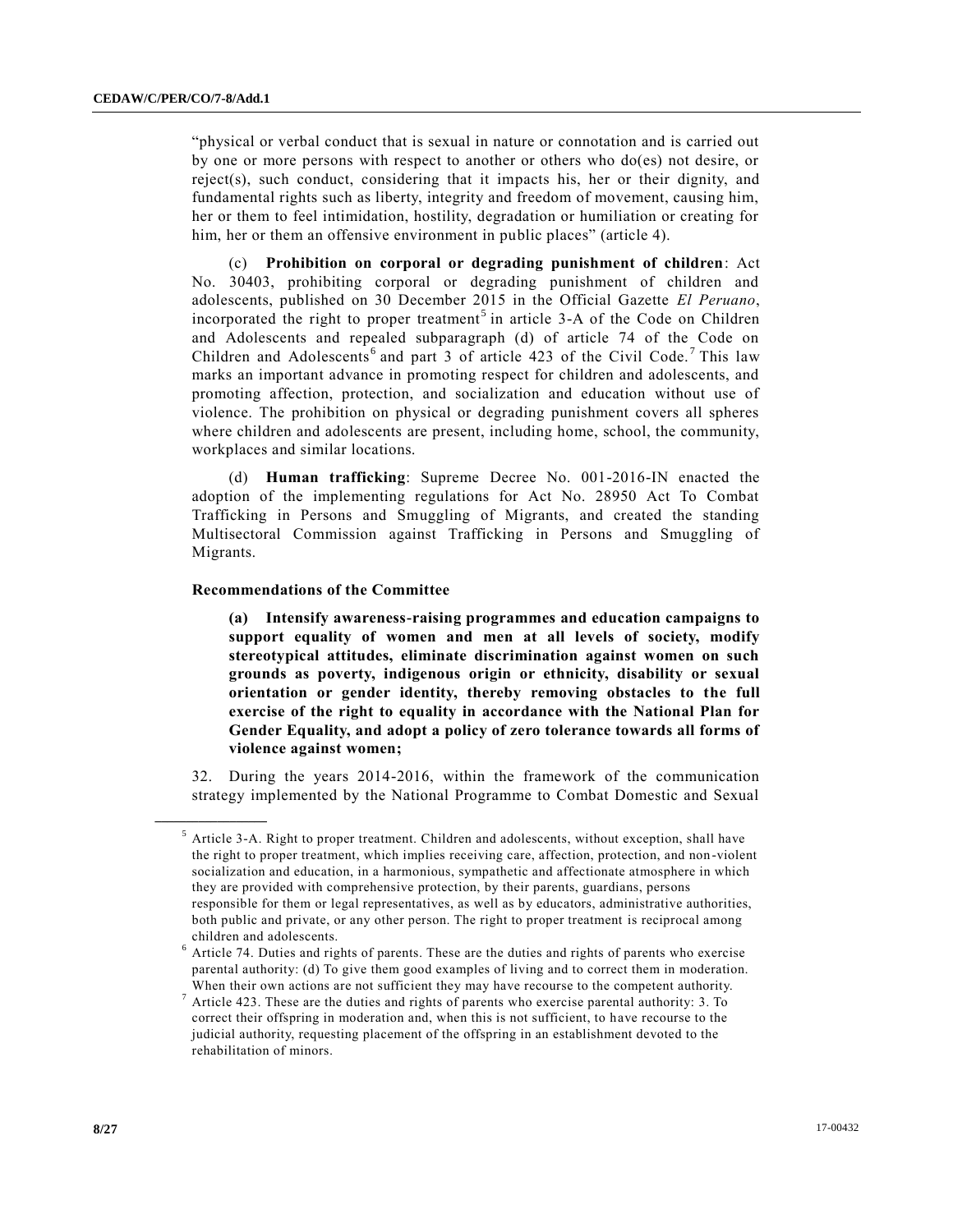"physical or verbal conduct that is sexual in nature or connotation and is carried out by one or more persons with respect to another or others who do(es) not desire, or reject(s), such conduct, considering that it impacts his, her or their dignity, and fundamental rights such as liberty, integrity and freedom of movement, causing him, her or them to feel intimidation, hostility, degradation or humiliation or creating for him, her or them an offensive environment in public places" (article 4).

(c) **Prohibition on corporal or degrading punishment of children**: Act No. 30403, prohibiting corporal or degrading punishment of children and adolescents, published on 30 December 2015 in the Official Gazette *El Peruano*, incorporated the right to proper treatment[5] in article 3-A of the Code on Children and Adolescents and repealed subparagraph (d) of article 74 of the Code on Children and Adolescents[6] and part 3 of article 423 of the Civil Code.[7] This law marks an important advance in promoting respect for children and adolescents, and promoting affection, protection, and socialization and education without use of violence. The prohibition on physical or degrading punishment covers all spheres where children and adolescents are present, including home, school, the community, workplaces and similar locations.

(d) **Human trafficking**: Supreme Decree No. 001-2016-IN enacted the adoption of the implementing regulations for Act No. 28950 Act To Combat Trafficking in Persons and Smuggling of Migrants, and created the standing Multisectoral Commission against Trafficking in Persons and Smuggling of Migrants.

**Recommendations of the Committee**

**(a) Intensify awareness-raising programmes and education campaigns to support equality of women and men at all levels of society, modify stereotypical attitudes, eliminate discrimination against women on such grounds as poverty, indigenous origin or ethnicity, disability or sexual orientation or gender identity, thereby removing obstacles to the full exercise of the right to equality in accordance with the National Plan for Gender Equality, and adopt a policy of zero tolerance towards all forms of violence against women;**

32. During the years 2014-2016, within the framework of the communication strategy implemented by the National Programme to Combat Domestic and Sexual

---

[5] Article 3-A. Right to proper treatment. Children and adolescents, without exception, shall have the right to proper treatment, which implies receiving care, affection, protection, and non-violent socialization and education, in a harmonious, sympathetic and affectionate atmosphere in which they are provided with comprehensive protection, by their parents, guardians, persons responsible for them or legal representatives, as well as by educators, administrative authorities, both public and private, or any other person. The right to proper treatment is reciprocal among children and adolescents.

[6] Article 74. Duties and rights of parents. These are the duties and rights of parents who exercise parental authority: (d) To give them good examples of living and to correct them in moderation. When their own actions are not sufficient they may have recourse to the competent authority.

[7] Article 423. These are the duties and rights of parents who exercise parental authority: 3. To correct their offspring in moderation and, when this is not sufficient, to have recourse to the judicial authority, requesting placement of the offspring in an establishment devoted to the rehabilitation of minors.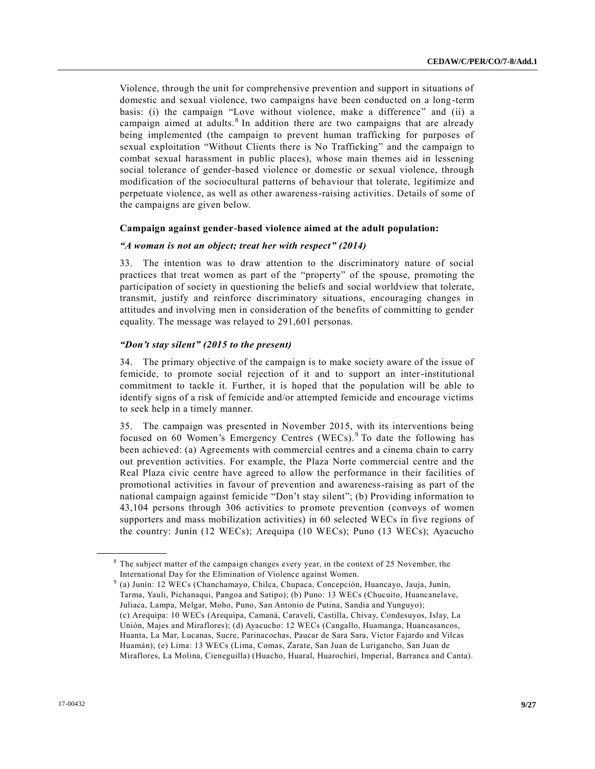Violence, through the unit for comprehensive prevention and support in situations of domestic and sexual violence, two campaigns have been conducted on a long-term basis: (i) the campaign "Love without violence, make a difference" and (ii) a campaign aimed at adults.[8] In addition there are two campaigns that are already being implemented (the campaign to prevent human trafficking for purposes of sexual exploitation "Without Clients there is No Trafficking" and the campaign to combat sexual harassment in public places), whose main themes aid in lessening social tolerance of gender-based violence or domestic or sexual violence, through modification of the sociocultural patterns of behaviour that tolerate, legitimize and perpetuate violence, as well as other awareness-raising activities. Details of some of the campaigns are given below.

**Campaign against gender-based violence aimed at the adult population:**

***"A woman is not an object; treat her with respect" (2014)***

33. The intention was to draw attention to the discriminatory nature of social practices that treat women as part of the "property" of the spouse, promoting the participation of society in questioning the beliefs and social worldview that tolerate, transmit, justify and reinforce discriminatory situations, encouraging changes in attitudes and involving men in consideration of the benefits of committing to gender equality. The message was relayed to 291,601 personas.

***"Don't stay silent" (2015 to the present)***

34. The primary objective of the campaign is to make society aware of the issue of femicide, to promote social rejection of it and to support an inter-institutional commitment to tackle it. Further, it is hoped that the population will be able to identify signs of a risk of femicide and/or attempted femicide and encourage victims to seek help in a timely manner.

35. The campaign was presented in November 2015, with its interventions being focused on 60 Women's Emergency Centres (WECs).[9] To date the following has been achieved: (a) Agreements with commercial centres and a cinema chain to carry out prevention activities. For example, the Plaza Norte commercial centre and the Real Plaza civic centre have agreed to allow the performance in their facilities of promotional activities in favour of prevention and awareness-raising as part of the national campaign against femicide "Don't stay silent"; (b) Providing information to 43,104 persons through 306 activities to promote prevention (convoys of women supporters and mass mobilization activities) in 60 selected WECs in five regions of the country: Junín (12 WECs); Arequipa (10 WECs); Puno (13 WECs); Ayacucho

---

[8] The subject matter of the campaign changes every year, in the context of 25 November, the International Day for the Elimination of Violence against Women.

[9] (a) Junín: 12 WECs (Chanchamayo, Chilca, Chupaca, Concepción, Huancayo, Jauja, Junín, Tarma, Yauli, Pichanaqui, Pangoa and Satipo); (b) Puno: 13 WECs (Chucuito, Huancanelave, Juliaca, Lampa, Melgar, Moho, Puno, San Antonio de Putina, Sandia and Yunguyo); (c) Arequipa: 10 WECs (Arequipa, Camaná, Caravelí, Castilla, Chivay, Condesuyos, Islay, La Unión, Majes and Miraflores); (d) Ayacucho: 12 WECs (Cangallo, Huamanga, Huancasancos, Huanta, La Mar, Lucanas, Sucre, Parinacochas, Paucar de Sara Sara, Víctor Fajardo and Vilcas Huamán); (e) Lima: 13 WECs (Lima, Comas, Zarate, San Juan de Lurigancho, San Juan de Miraflores, La Molina, Cieneguilla) (Huacho, Huaral, Huarochirí, Imperial, Barranca and Canta).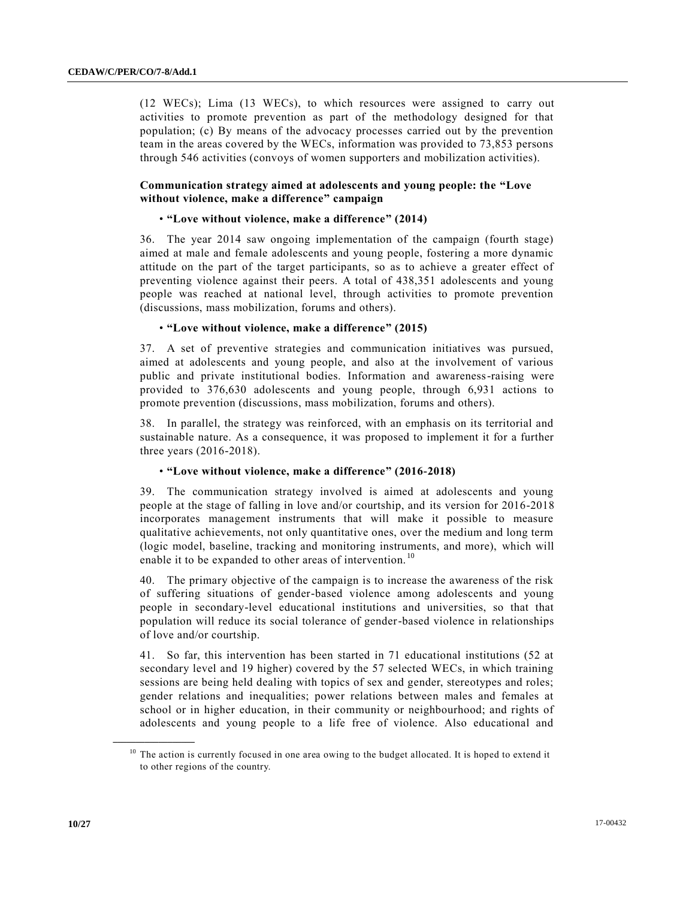(12 WECs); Lima (13 WECs), to which resources were assigned to carry out activities to promote prevention as part of the methodology designed for that population; (c) By means of the advocacy processes carried out by the prevention team in the areas covered by the WECs, information was provided to 73,853 persons through 546 activities (convoys of women supporters and mobilization activities).

**Communication strategy aimed at adolescents and young people: the "Love without violence, make a difference" campaign**

- **"Love without violence, make a difference" (2014)**

36. The year 2014 saw ongoing implementation of the campaign (fourth stage) aimed at male and female adolescents and young people, fostering a more dynamic attitude on the part of the target participants, so as to achieve a greater effect of preventing violence against their peers. A total of 438,351 adolescents and young people was reached at national level, through activities to promote prevention (discussions, mass mobilization, forums and others).

- **"Love without violence, make a difference" (2015)**

37. A set of preventive strategies and communication initiatives was pursued, aimed at adolescents and young people, and also at the involvement of various public and private institutional bodies. Information and awareness-raising were provided to 376,630 adolescents and young people, through 6,931 actions to promote prevention (discussions, mass mobilization, forums and others).

38. In parallel, the strategy was reinforced, with an emphasis on its territorial and sustainable nature. As a consequence, it was proposed to implement it for a further three years (2016-2018).

- **"Love without violence, make a difference" (2016-2018)**

39. The communication strategy involved is aimed at adolescents and young people at the stage of falling in love and/or courtship, and its version for 2016-2018 incorporates management instruments that will make it possible to measure qualitative achievements, not only quantitative ones, over the medium and long term (logic model, baseline, tracking and monitoring instruments, and more), which will enable it to be expanded to other areas of intervention.[10]

40. The primary objective of the campaign is to increase the awareness of the risk of suffering situations of gender-based violence among adolescents and young people in secondary-level educational institutions and universities, so that that population will reduce its social tolerance of gender-based violence in relationships of love and/or courtship.

41. So far, this intervention has been started in 71 educational institutions (52 at secondary level and 19 higher) covered by the 57 selected WECs, in which training sessions are being held dealing with topics of sex and gender, stereotypes and roles; gender relations and inequalities; power relations between males and females at school or in higher education, in their community or neighbourhood; and rights of adolescents and young people to a life free of violence. Also educational and

[10] The action is currently focused in one area owing to the budget allocated. It is hoped to extend it to other regions of the country.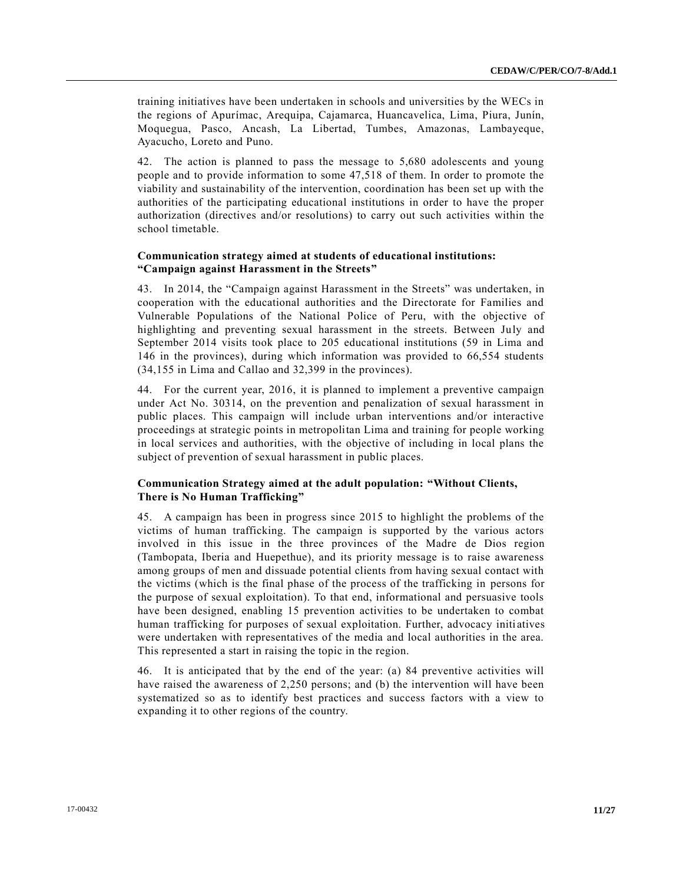training initiatives have been undertaken in schools and universities by the WECs in the regions of Apurímac, Arequipa, Cajamarca, Huancavelica, Lima, Piura, Junín, Moquegua, Pasco, Ancash, La Libertad, Tumbes, Amazonas, Lambayeque, Ayacucho, Loreto and Puno.

42. The action is planned to pass the message to 5,680 adolescents and young people and to provide information to some 47,518 of them. In order to promote the viability and sustainability of the intervention, coordination has been set up with the authorities of the participating educational institutions in order to have the proper authorization (directives and/or resolutions) to carry out such activities within the school timetable.

**Communication strategy aimed at students of educational institutions: "Campaign against Harassment in the Streets"**

43. In 2014, the "Campaign against Harassment in the Streets" was undertaken, in cooperation with the educational authorities and the Directorate for Families and Vulnerable Populations of the National Police of Peru, with the objective of highlighting and preventing sexual harassment in the streets. Between July and September 2014 visits took place to 205 educational institutions (59 in Lima and 146 in the provinces), during which information was provided to 66,554 students (34,155 in Lima and Callao and 32,399 in the provinces).

44. For the current year, 2016, it is planned to implement a preventive campaign under Act No. 30314, on the prevention and penalization of sexual harassment in public places. This campaign will include urban interventions and/or interactive proceedings at strategic points in metropolitan Lima and training for people working in local services and authorities, with the objective of including in local plans the subject of prevention of sexual harassment in public places.

**Communication Strategy aimed at the adult population: "Without Clients, There is No Human Trafficking"**

45. A campaign has been in progress since 2015 to highlight the problems of the victims of human trafficking. The campaign is supported by the various actors involved in this issue in the three provinces of the Madre de Dios region (Tambopata, Iberia and Huepethue), and its priority message is to raise awareness among groups of men and dissuade potential clients from having sexual contact with the victims (which is the final phase of the process of the trafficking in persons for the purpose of sexual exploitation). To that end, informational and persuasive tools have been designed, enabling 15 prevention activities to be undertaken to combat human trafficking for purposes of sexual exploitation. Further, advocacy initiatives were undertaken with representatives of the media and local authorities in the area. This represented a start in raising the topic in the region.

46. It is anticipated that by the end of the year: (a) 84 preventive activities will have raised the awareness of 2,250 persons; and (b) the intervention will have been systematized so as to identify best practices and success factors with a view to expanding it to other regions of the country.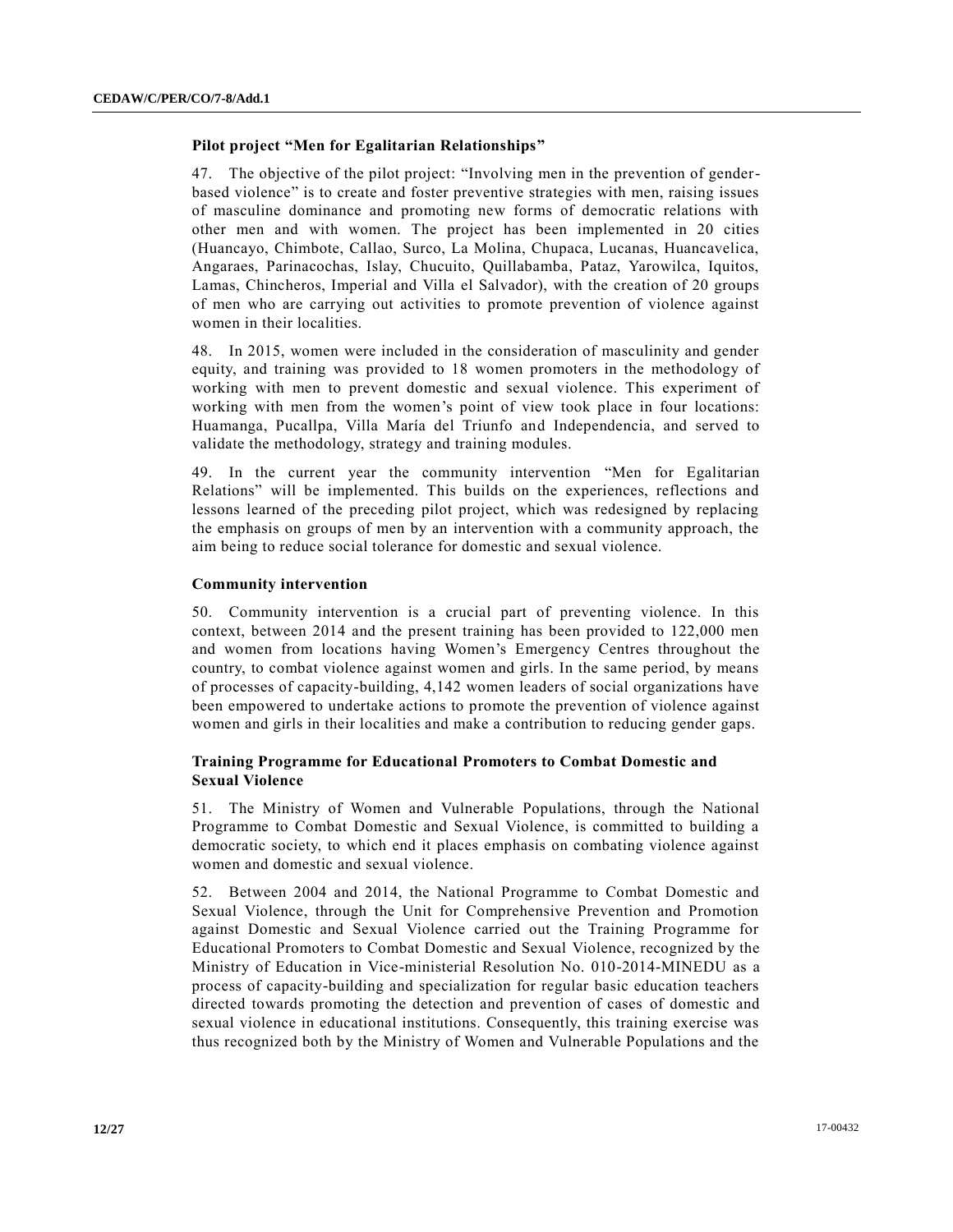**Pilot project "Men for Egalitarian Relationships"**

47. The objective of the pilot project: "Involving men in the prevention of gender-based violence" is to create and foster preventive strategies with men, raising issues of masculine dominance and promoting new forms of democratic relations with other men and with women. The project has been implemented in 20 cities (Huancayo, Chimbote, Callao, Surco, La Molina, Chupaca, Lucanas, Huancavelica, Angaraes, Parinacochas, Islay, Chucuito, Quillabamba, Pataz, Yarowilca, Iquitos, Lamas, Chincheros, Imperial and Villa el Salvador), with the creation of 20 groups of men who are carrying out activities to promote prevention of violence against women in their localities.

48. In 2015, women were included in the consideration of masculinity and gender equity, and training was provided to 18 women promoters in the methodology of working with men to prevent domestic and sexual violence. This experiment of working with men from the women's point of view took place in four locations: Huamanga, Pucallpa, Villa María del Triunfo and Independencia, and served to validate the methodology, strategy and training modules.

49. In the current year the community intervention "Men for Egalitarian Relations" will be implemented. This builds on the experiences, reflections and lessons learned of the preceding pilot project, which was redesigned by replacing the emphasis on groups of men by an intervention with a community approach, the aim being to reduce social tolerance for domestic and sexual violence.

**Community intervention**

50. Community intervention is a crucial part of preventing violence. In this context, between 2014 and the present training has been provided to 122,000 men and women from locations having Women's Emergency Centres throughout the country, to combat violence against women and girls. In the same period, by means of processes of capacity-building, 4,142 women leaders of social organizations have been empowered to undertake actions to promote the prevention of violence against women and girls in their localities and make a contribution to reducing gender gaps.

**Training Programme for Educational Promoters to Combat Domestic and Sexual Violence**

51. The Ministry of Women and Vulnerable Populations, through the National Programme to Combat Domestic and Sexual Violence, is committed to building a democratic society, to which end it places emphasis on combating violence against women and domestic and sexual violence.

52. Between 2004 and 2014, the National Programme to Combat Domestic and Sexual Violence, through the Unit for Comprehensive Prevention and Promotion against Domestic and Sexual Violence carried out the Training Programme for Educational Promoters to Combat Domestic and Sexual Violence, recognized by the Ministry of Education in Vice-ministerial Resolution No. 010-2014-MINEDU as a process of capacity-building and specialization for regular basic education teachers directed towards promoting the detection and prevention of cases of domestic and sexual violence in educational institutions. Consequently, this training exercise was thus recognized both by the Ministry of Women and Vulnerable Populations and the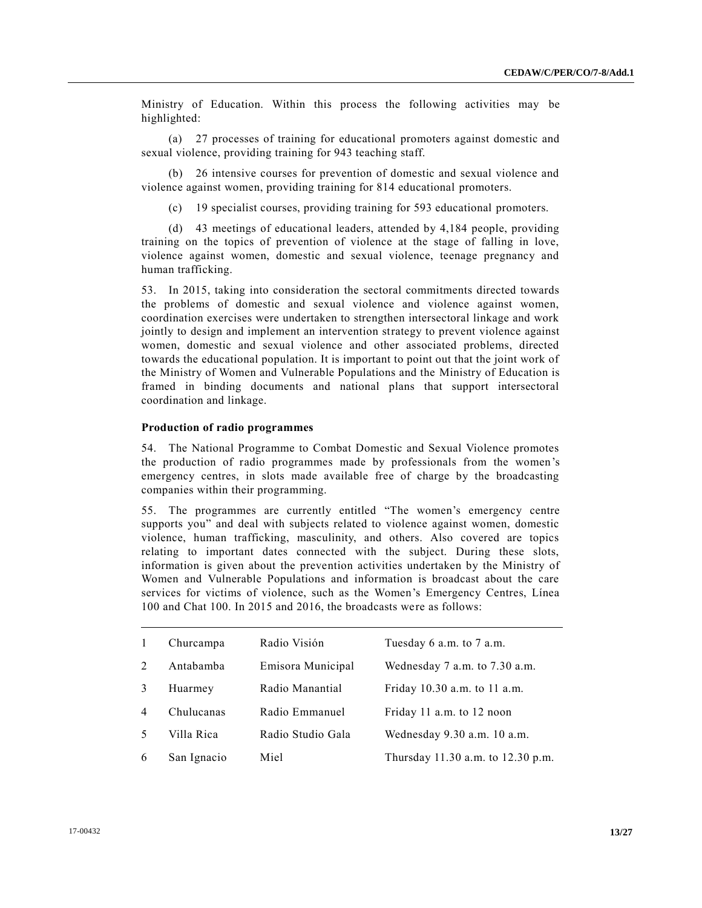Ministry of Education. Within this process the following activities may be highlighted:

(a) 27 processes of training for educational promoters against domestic and sexual violence, providing training for 943 teaching staff.

(b) 26 intensive courses for prevention of domestic and sexual violence and violence against women, providing training for 814 educational promoters.

(c) 19 specialist courses, providing training for 593 educational promoters.

(d) 43 meetings of educational leaders, attended by 4,184 people, providing training on the topics of prevention of violence at the stage of falling in love, violence against women, domestic and sexual violence, teenage pregnancy and human trafficking.

53. In 2015, taking into consideration the sectoral commitments directed towards the problems of domestic and sexual violence and violence against women, coordination exercises were undertaken to strengthen intersectoral linkage and work jointly to design and implement an intervention strategy to prevent violence against women, domestic and sexual violence and other associated problems, directed towards the educational population. It is important to point out that the joint work of the Ministry of Women and Vulnerable Populations and the Ministry of Education is framed in binding documents and national plans that support intersectoral coordination and linkage.

### Production of radio programmes

54. The National Programme to Combat Domestic and Sexual Violence promotes the production of radio programmes made by professionals from the women's emergency centres, in slots made available free of charge by the broadcasting companies within their programming.

55. The programmes are currently entitled "The women's emergency centre supports you" and deal with subjects related to violence against women, domestic violence, human trafficking, masculinity, and others. Also covered are topics relating to important dates connected with the subject. During these slots, information is given about the prevention activities undertaken by the Ministry of Women and Vulnerable Populations and information is broadcast about the care services for victims of violence, such as the Women's Emergency Centres, Línea 100 and Chat 100. In 2015 and 2016, the broadcasts were as follows:

| | | | |
|---|---|---|---|
| 1 | Churcampa | Radio Visión | Tuesday 6 a.m. to 7 a.m. |
| 2 | Antabamba | Emisora Municipal | Wednesday 7 a.m. to 7.30 a.m. |
| 3 | Huarmey | Radio Manantial | Friday 10.30 a.m. to 11 a.m. |
| 4 | Chulucanas | Radio Emmanuel | Friday 11 a.m. to 12 noon |
| 5 | Villa Rica | Radio Studio Gala | Wednesday 9.30 a.m. 10 a.m. |
| 6 | San Ignacio | Miel | Thursday 11.30 a.m. to 12.30 p.m. |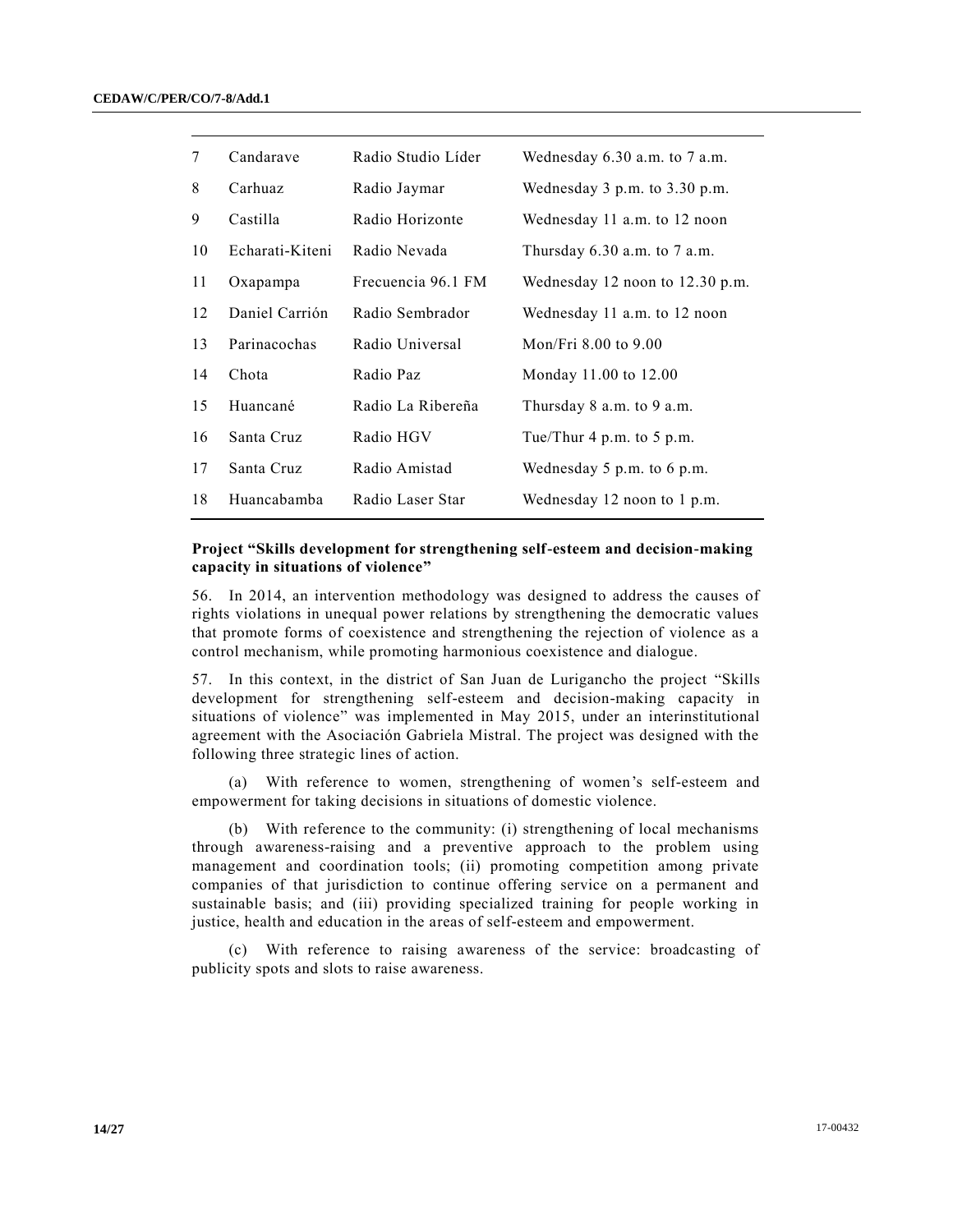| | | | |
|---|---|---|---|
| 7 | Candarave | Radio Studio Líder | Wednesday 6.30 a.m. to 7 a.m. |
| 8 | Carhuaz | Radio Jaymar | Wednesday 3 p.m. to 3.30 p.m. |
| 9 | Castilla | Radio Horizonte | Wednesday 11 a.m. to 12 noon |
| 10 | Echarati-Kiteni | Radio Nevada | Thursday 6.30 a.m. to 7 a.m. |
| 11 | Oxapampa | Frecuencia 96.1 FM | Wednesday 12 noon to 12.30 p.m. |
| 12 | Daniel Carrión | Radio Sembrador | Wednesday 11 a.m. to 12 noon |
| 13 | Parinacochas | Radio Universal | Mon/Fri 8.00 to 9.00 |
| 14 | Chota | Radio Paz | Monday 11.00 to 12.00 |
| 15 | Huancané | Radio La Ribereña | Thursday 8 a.m. to 9 a.m. |
| 16 | Santa Cruz | Radio HGV | Tue/Thur 4 p.m. to 5 p.m. |
| 17 | Santa Cruz | Radio Amistad | Wednesday 5 p.m. to 6 p.m. |
| 18 | Huancabamba | Radio Laser Star | Wednesday 12 noon to 1 p.m. |

**Project "Skills development for strengthening self-esteem and decision-making capacity in situations of violence"**

56. In 2014, an intervention methodology was designed to address the causes of rights violations in unequal power relations by strengthening the democratic values that promote forms of coexistence and strengthening the rejection of violence as a control mechanism, while promoting harmonious coexistence and dialogue.

57. In this context, in the district of San Juan de Lurigancho the project "Skills development for strengthening self-esteem and decision-making capacity in situations of violence" was implemented in May 2015, under an interinstitutional agreement with the Asociación Gabriela Mistral. The project was designed with the following three strategic lines of action.

(a) With reference to women, strengthening of women's self-esteem and empowerment for taking decisions in situations of domestic violence.

(b) With reference to the community: (i) strengthening of local mechanisms through awareness-raising and a preventive approach to the problem using management and coordination tools; (ii) promoting competition among private companies of that jurisdiction to continue offering service on a permanent and sustainable basis; and (iii) providing specialized training for people working in justice, health and education in the areas of self-esteem and empowerment.

(c) With reference to raising awareness of the service: broadcasting of publicity spots and slots to raise awareness.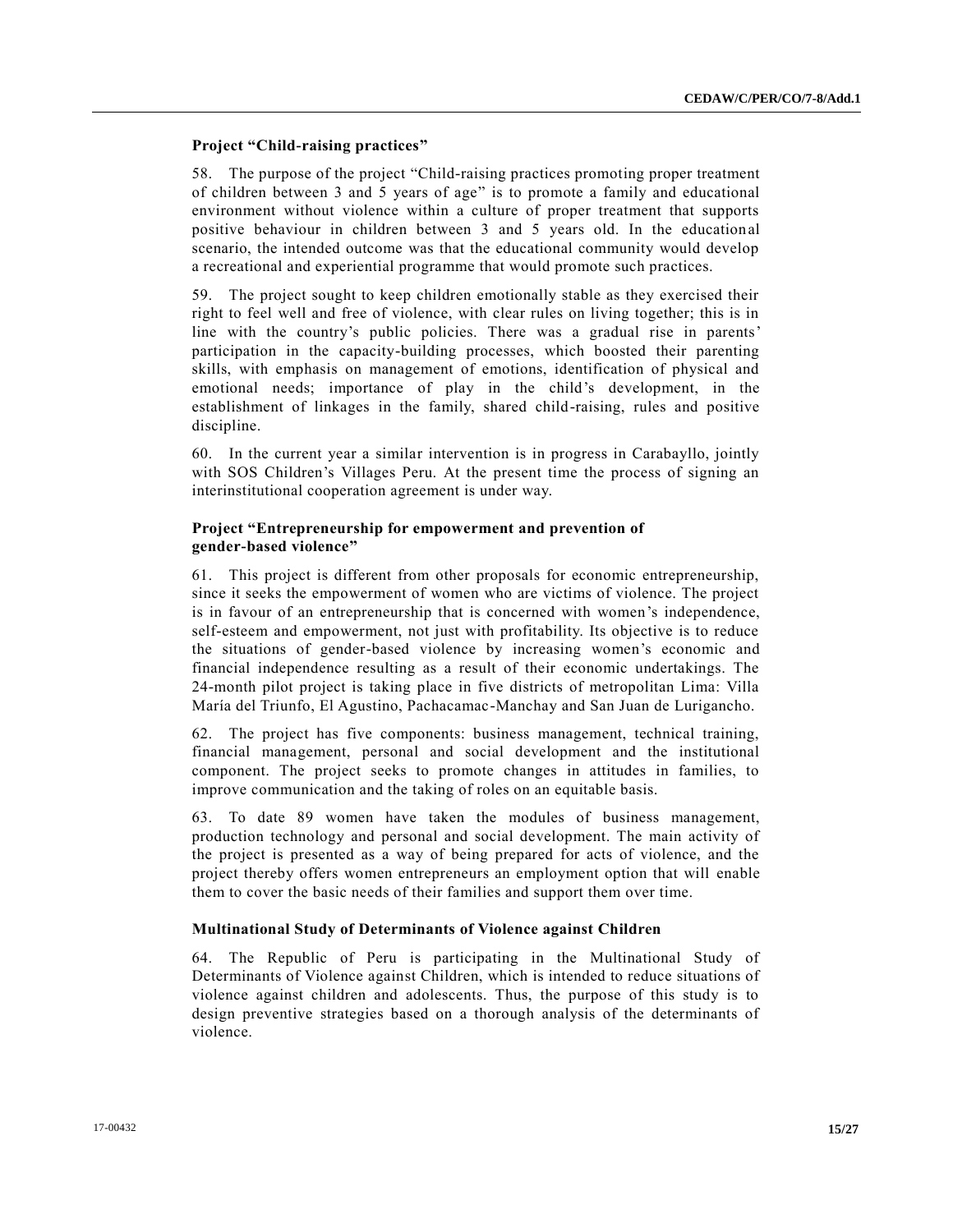### Project “Child-raising practices”

58. The purpose of the project “Child-raising practices promoting proper treatment of children between 3 and 5 years of age” is to promote a family and educational environment without violence within a culture of proper treatment that supports positive behaviour in children between 3 and 5 years old. In the educational scenario, the intended outcome was that the educational community would develop a recreational and experiential programme that would promote such practices.

59. The project sought to keep children emotionally stable as they exercised their right to feel well and free of violence, with clear rules on living together; this is in line with the country’s public policies. There was a gradual rise in parents’ participation in the capacity-building processes, which boosted their parenting skills, with emphasis on management of emotions, identification of physical and emotional needs; importance of play in the child’s development, in the establishment of linkages in the family, shared child-raising, rules and positive discipline.

60. In the current year a similar intervention is in progress in Carabayllo, jointly with SOS Children’s Villages Peru. At the present time the process of signing an interinstitutional cooperation agreement is under way.

### Project “Entrepreneurship for empowerment and prevention of gender-based violence”

61. This project is different from other proposals for economic entrepreneurship, since it seeks the empowerment of women who are victims of violence. The project is in favour of an entrepreneurship that is concerned with women’s independence, self-esteem and empowerment, not just with profitability. Its objective is to reduce the situations of gender-based violence by increasing women’s economic and financial independence resulting as a result of their economic undertakings. The 24-month pilot project is taking place in five districts of metropolitan Lima: Villa María del Triunfo, El Agustino, Pachacamac-Manchay and San Juan de Lurigancho.

62. The project has five components: business management, technical training, financial management, personal and social development and the institutional component. The project seeks to promote changes in attitudes in families, to improve communication and the taking of roles on an equitable basis.

63. To date 89 women have taken the modules of business management, production technology and personal and social development. The main activity of the project is presented as a way of being prepared for acts of violence, and the project thereby offers women entrepreneurs an employment option that will enable them to cover the basic needs of their families and support them over time.

### Multinational Study of Determinants of Violence against Children

64. The Republic of Peru is participating in the Multinational Study of Determinants of Violence against Children, which is intended to reduce situations of violence against children and adolescents. Thus, the purpose of this study is to design preventive strategies based on a thorough analysis of the determinants of violence.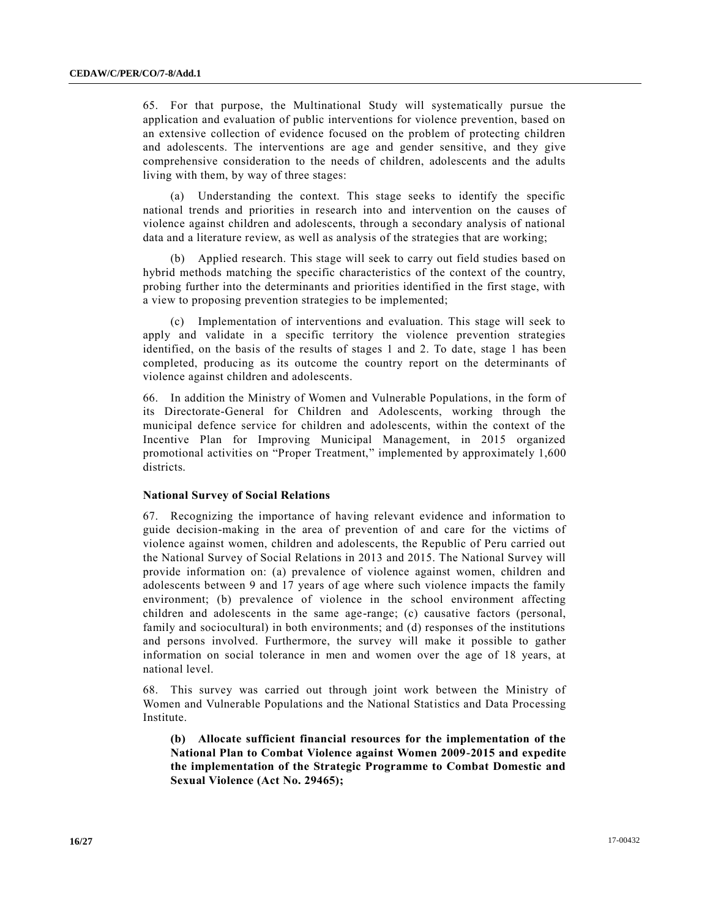65. For that purpose, the Multinational Study will systematically pursue the application and evaluation of public interventions for violence prevention, based on an extensive collection of evidence focused on the problem of protecting children and adolescents. The interventions are age and gender sensitive, and they give comprehensive consideration to the needs of children, adolescents and the adults living with them, by way of three stages:

(a) Understanding the context. This stage seeks to identify the specific national trends and priorities in research into and intervention on the causes of violence against children and adolescents, through a secondary analysis of national data and a literature review, as well as analysis of the strategies that are working;

(b) Applied research. This stage will seek to carry out field studies based on hybrid methods matching the specific characteristics of the context of the country, probing further into the determinants and priorities identified in the first stage, with a view to proposing prevention strategies to be implemented;

(c) Implementation of interventions and evaluation. This stage will seek to apply and validate in a specific territory the violence prevention strategies identified, on the basis of the results of stages 1 and 2. To date, stage 1 has been completed, producing as its outcome the country report on the determinants of violence against children and adolescents.

66. In addition the Ministry of Women and Vulnerable Populations, in the form of its Directorate-General for Children and Adolescents, working through the municipal defence service for children and adolescents, within the context of the Incentive Plan for Improving Municipal Management, in 2015 organized promotional activities on "Proper Treatment," implemented by approximately 1,600 districts.

**National Survey of Social Relations**

67. Recognizing the importance of having relevant evidence and information to guide decision-making in the area of prevention of and care for the victims of violence against women, children and adolescents, the Republic of Peru carried out the National Survey of Social Relations in 2013 and 2015. The National Survey will provide information on: (a) prevalence of violence against women, children and adolescents between 9 and 17 years of age where such violence impacts the family environment; (b) prevalence of violence in the school environment affecting children and adolescents in the same age-range; (c) causative factors (personal, family and sociocultural) in both environments; and (d) responses of the institutions and persons involved. Furthermore, the survey will make it possible to gather information on social tolerance in men and women over the age of 18 years, at national level.

68. This survey was carried out through joint work between the Ministry of Women and Vulnerable Populations and the National Statistics and Data Processing Institute.

**(b) Allocate sufficient financial resources for the implementation of the National Plan to Combat Violence against Women 2009-2015 and expedite the implementation of the Strategic Programme to Combat Domestic and Sexual Violence (Act No. 29465);**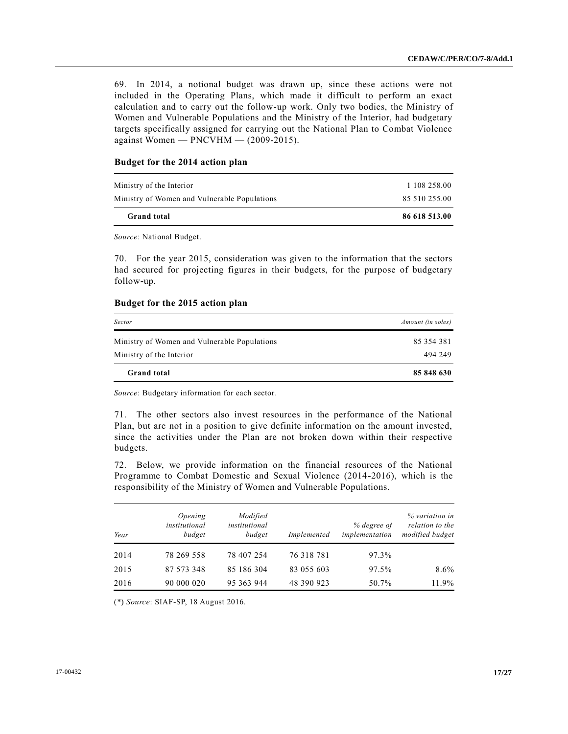69. In 2014, a notional budget was drawn up, since these actions were not included in the Operating Plans, which made it difficult to perform an exact calculation and to carry out the follow-up work. Only two bodies, the Ministry of Women and Vulnerable Populations and the Ministry of the Interior, had budgetary targets specifically assigned for carrying out the National Plan to Combat Violence against Women — PNCVHM — (2009-2015).

**Budget for the 2014 action plan**

| | |
|---|---|
| Ministry of the Interior | 1 108 258.00 |
| Ministry of Women and Vulnerable Populations | 85 510 255.00 |
| **Grand total** | **86 618 513.00** |

*Source*: National Budget.

70. For the year 2015, consideration was given to the information that the sectors had secured for projecting figures in their budgets, for the purpose of budgetary follow-up.

**Budget for the 2015 action plan**

| *Sector* | *Amount (in soles)* |
|---|---|
| Ministry of Women and Vulnerable Populations | 85 354 381 |
| Ministry of the Interior | 494 249 |
| **Grand total** | **85 848 630** |

*Source*: Budgetary information for each sector.

71. The other sectors also invest resources in the performance of the National Plan, but are not in a position to give definite information on the amount invested, since the activities under the Plan are not broken down within their respective budgets.

72. Below, we provide information on the financial resources of the National Programme to Combat Domestic and Sexual Violence (2014-2016), which is the responsibility of the Ministry of Women and Vulnerable Populations.

| *Year* | *Opening institutional budget* | *Modified institutional budget* | *Implemented* | *% degree of implementation* | *% variation in relation to the modified budget* |
|---|---|---|---|---|---|
| 2014 | 78 269 558 | 78 407 254 | 76 318 781 | 97.3% | |
| 2015 | 87 573 348 | 85 186 304 | 83 055 603 | 97.5% | 8.6% |
| 2016 | 90 000 020 | 95 363 944 | 48 390 923 | 50.7% | 11.9% |

(*) *Source*: SIAF-SP, 18 August 2016.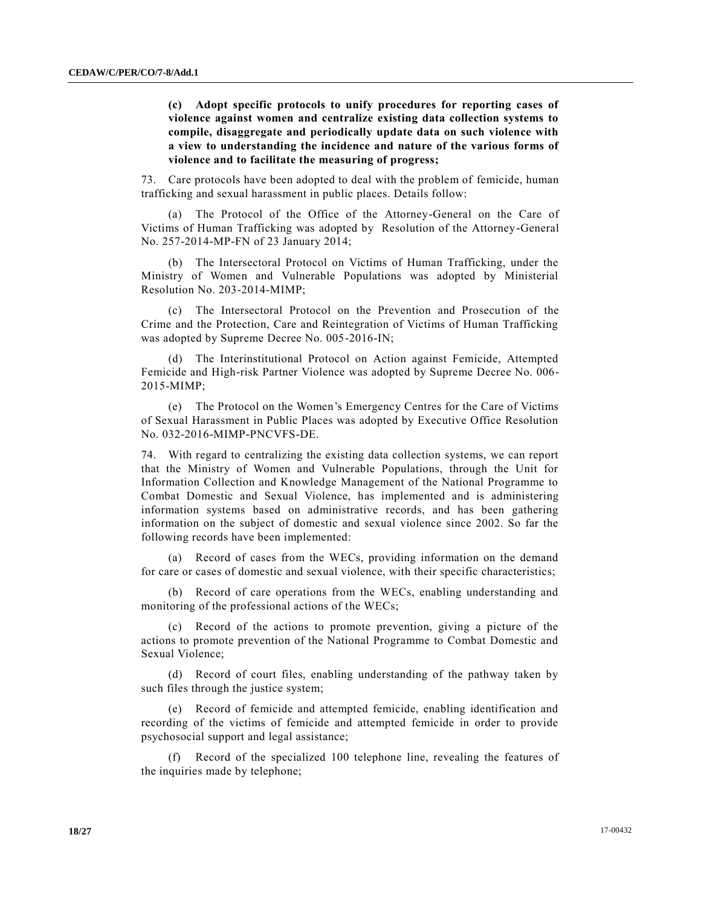**(c) Adopt specific protocols to unify procedures for reporting cases of violence against women and centralize existing data collection systems to compile, disaggregate and periodically update data on such violence with a view to understanding the incidence and nature of the various forms of violence and to facilitate the measuring of progress;**

73. Care protocols have been adopted to deal with the problem of femicide, human trafficking and sexual harassment in public places. Details follow:

(a) The Protocol of the Office of the Attorney-General on the Care of Victims of Human Trafficking was adopted by Resolution of the Attorney-General No. 257-2014-MP-FN of 23 January 2014;

(b) The Intersectoral Protocol on Victims of Human Trafficking, under the Ministry of Women and Vulnerable Populations was adopted by Ministerial Resolution No. 203-2014-MIMP;

(c) The Intersectoral Protocol on the Prevention and Prosecution of the Crime and the Protection, Care and Reintegration of Victims of Human Trafficking was adopted by Supreme Decree No. 005-2016-IN;

(d) The Interinstitutional Protocol on Action against Femicide, Attempted Femicide and High-risk Partner Violence was adopted by Supreme Decree No. 006-2015-MIMP;

(e) The Protocol on the Women's Emergency Centres for the Care of Victims of Sexual Harassment in Public Places was adopted by Executive Office Resolution No. 032-2016-MIMP-PNCVFS-DE.

74. With regard to centralizing the existing data collection systems, we can report that the Ministry of Women and Vulnerable Populations, through the Unit for Information Collection and Knowledge Management of the National Programme to Combat Domestic and Sexual Violence, has implemented and is administering information systems based on administrative records, and has been gathering information on the subject of domestic and sexual violence since 2002. So far the following records have been implemented:

(a) Record of cases from the WECs, providing information on the demand for care or cases of domestic and sexual violence, with their specific characteristics;

(b) Record of care operations from the WECs, enabling understanding and monitoring of the professional actions of the WECs;

(c) Record of the actions to promote prevention, giving a picture of the actions to promote prevention of the National Programme to Combat Domestic and Sexual Violence;

(d) Record of court files, enabling understanding of the pathway taken by such files through the justice system;

(e) Record of femicide and attempted femicide, enabling identification and recording of the victims of femicide and attempted femicide in order to provide psychosocial support and legal assistance;

(f) Record of the specialized 100 telephone line, revealing the features of the inquiries made by telephone;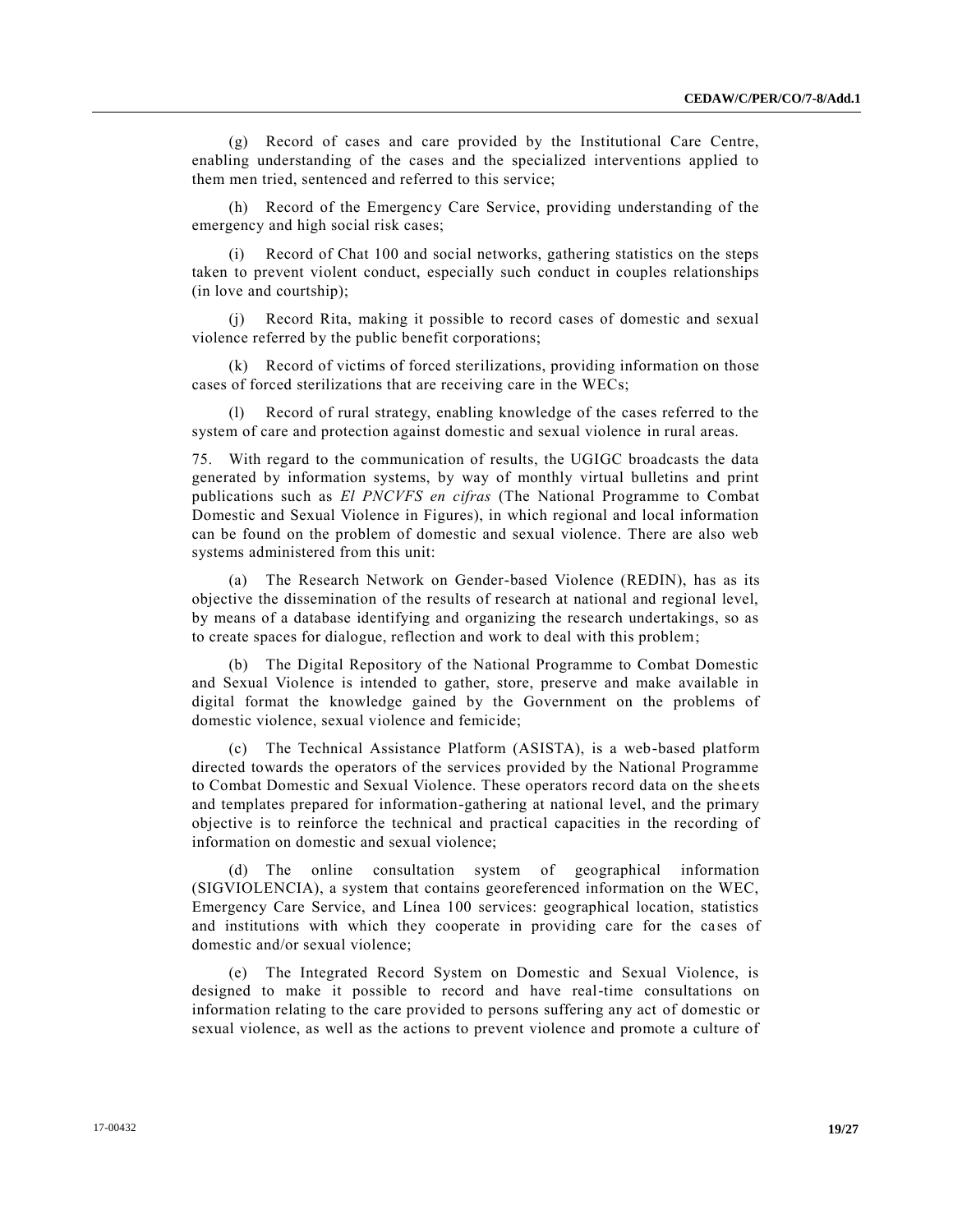(g) Record of cases and care provided by the Institutional Care Centre, enabling understanding of the cases and the specialized interventions applied to them men tried, sentenced and referred to this service;

(h) Record of the Emergency Care Service, providing understanding of the emergency and high social risk cases;

(i) Record of Chat 100 and social networks, gathering statistics on the steps taken to prevent violent conduct, especially such conduct in couples relationships (in love and courtship);

(j) Record Rita, making it possible to record cases of domestic and sexual violence referred by the public benefit corporations;

(k) Record of victims of forced sterilizations, providing information on those cases of forced sterilizations that are receiving care in the WECs;

(l) Record of rural strategy, enabling knowledge of the cases referred to the system of care and protection against domestic and sexual violence in rural areas.

75. With regard to the communication of results, the UGIGC broadcasts the data generated by information systems, by way of monthly virtual bulletins and print publications such as *El PNCVFS en cifras* (The National Programme to Combat Domestic and Sexual Violence in Figures), in which regional and local information can be found on the problem of domestic and sexual violence. There are also web systems administered from this unit:

(a) The Research Network on Gender-based Violence (REDIN), has as its objective the dissemination of the results of research at national and regional level, by means of a database identifying and organizing the research undertakings, so as to create spaces for dialogue, reflection and work to deal with this problem;

(b) The Digital Repository of the National Programme to Combat Domestic and Sexual Violence is intended to gather, store, preserve and make available in digital format the knowledge gained by the Government on the problems of domestic violence, sexual violence and femicide;

(c) The Technical Assistance Platform (ASISTA), is a web-based platform directed towards the operators of the services provided by the National Programme to Combat Domestic and Sexual Violence. These operators record data on the sheets and templates prepared for information-gathering at national level, and the primary objective is to reinforce the technical and practical capacities in the recording of information on domestic and sexual violence;

(d) The online consultation system of geographical information (SIGVIOLENCIA), a system that contains georeferenced information on the WEC, Emergency Care Service, and Línea 100 services: geographical location, statistics and institutions with which they cooperate in providing care for the cases of domestic and/or sexual violence;

(e) The Integrated Record System on Domestic and Sexual Violence, is designed to make it possible to record and have real-time consultations on information relating to the care provided to persons suffering any act of domestic or sexual violence, as well as the actions to prevent violence and promote a culture of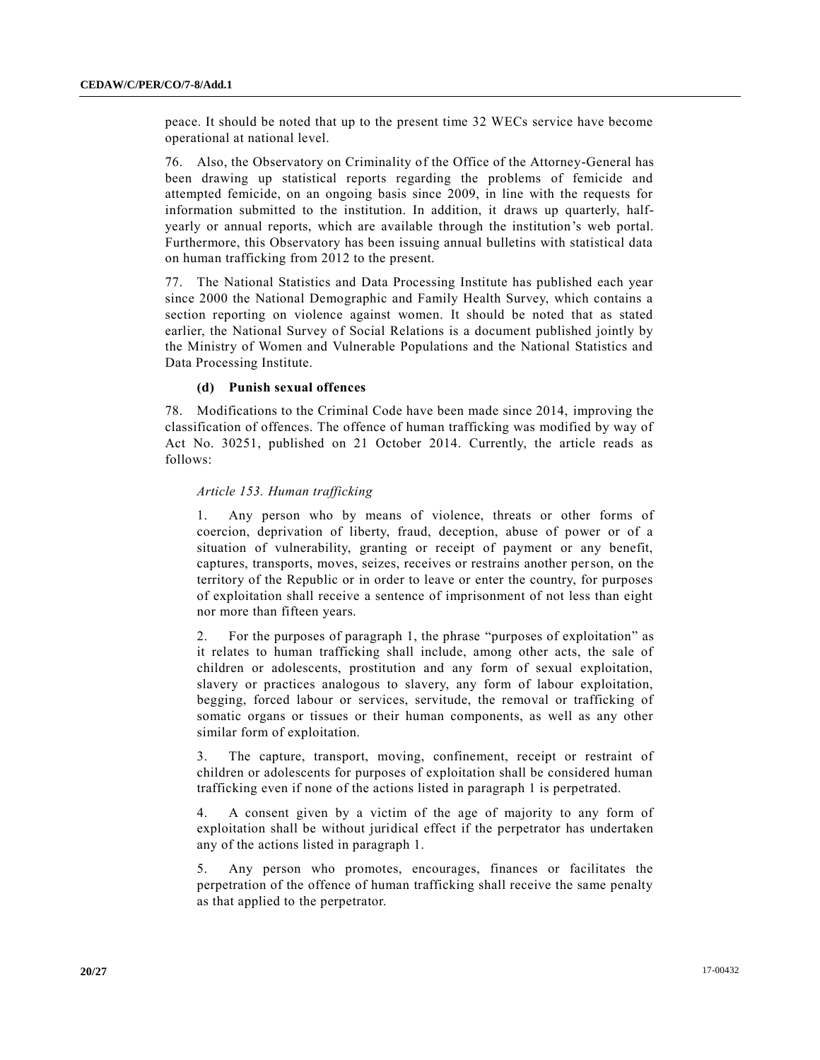peace. It should be noted that up to the present time 32 WECs service have become operational at national level.

76. Also, the Observatory on Criminality of the Office of the Attorney-General has been drawing up statistical reports regarding the problems of femicide and attempted femicide, on an ongoing basis since 2009, in line with the requests for information submitted to the institution. In addition, it draws up quarterly, half-yearly or annual reports, which are available through the institution's web portal. Furthermore, this Observatory has been issuing annual bulletins with statistical data on human trafficking from 2012 to the present.

77. The National Statistics and Data Processing Institute has published each year since 2000 the National Demographic and Family Health Survey, which contains a section reporting on violence against women. It should be noted that as stated earlier, the National Survey of Social Relations is a document published jointly by the Ministry of Women and Vulnerable Populations and the National Statistics and Data Processing Institute.

#### (d) Punish sexual offences

78. Modifications to the Criminal Code have been made since 2014, improving the classification of offences. The offence of human trafficking was modified by way of Act No. 30251, published on 21 October 2014. Currently, the article reads as follows:

> *Article 153. Human trafficking*
>
> 1. Any person who by means of violence, threats or other forms of coercion, deprivation of liberty, fraud, deception, abuse of power or of a situation of vulnerability, granting or receipt of payment or any benefit, captures, transports, moves, seizes, receives or restrains another person, on the territory of the Republic or in order to leave or enter the country, for purposes of exploitation shall receive a sentence of imprisonment of not less than eight nor more than fifteen years.
>
> 2. For the purposes of paragraph 1, the phrase "purposes of exploitation" as it relates to human trafficking shall include, among other acts, the sale of children or adolescents, prostitution and any form of sexual exploitation, slavery or practices analogous to slavery, any form of labour exploitation, begging, forced labour or services, servitude, the removal or trafficking of somatic organs or tissues or their human components, as well as any other similar form of exploitation.
>
> 3. The capture, transport, moving, confinement, receipt or restraint of children or adolescents for purposes of exploitation shall be considered human trafficking even if none of the actions listed in paragraph 1 is perpetrated.
>
> 4. A consent given by a victim of the age of majority to any form of exploitation shall be without juridical effect if the perpetrator has undertaken any of the actions listed in paragraph 1.
>
> 5. Any person who promotes, encourages, finances or facilitates the perpetration of the offence of human trafficking shall receive the same penalty as that applied to the perpetrator.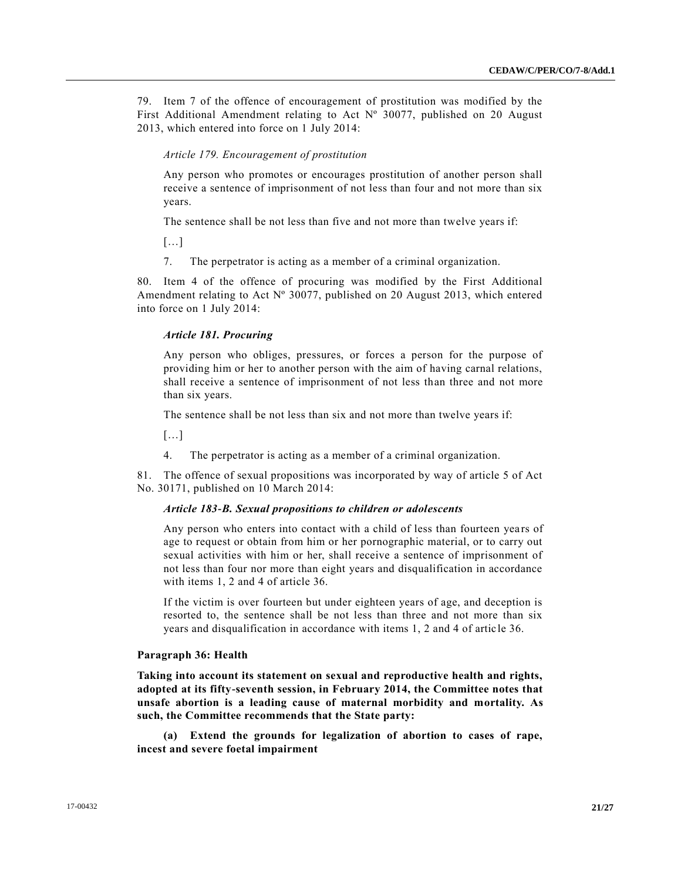79. Item 7 of the offence of encouragement of prostitution was modified by the First Additional Amendment relating to Act Nº 30077, published on 20 August 2013, which entered into force on 1 July 2014:

*Article 179. Encouragement of prostitution*

Any person who promotes or encourages prostitution of another person shall receive a sentence of imprisonment of not less than four and not more than six years.

The sentence shall be not less than five and not more than twelve years if:

[…]

7. The perpetrator is acting as a member of a criminal organization.

80. Item 4 of the offence of procuring was modified by the First Additional Amendment relating to Act Nº 30077, published on 20 August 2013, which entered into force on 1 July 2014:

***Article 181. Procuring***

Any person who obliges, pressures, or forces a person for the purpose of providing him or her to another person with the aim of having carnal relations, shall receive a sentence of imprisonment of not less than three and not more than six years.

The sentence shall be not less than six and not more than twelve years if:

[…]

4. The perpetrator is acting as a member of a criminal organization.

81. The offence of sexual propositions was incorporated by way of article 5 of Act No. 30171, published on 10 March 2014:

***Article 183-B. Sexual propositions to children or adolescents***

Any person who enters into contact with a child of less than fourteen years of age to request or obtain from him or her pornographic material, or to carry out sexual activities with him or her, shall receive a sentence of imprisonment of not less than four nor more than eight years and disqualification in accordance with items 1, 2 and 4 of article 36.

If the victim is over fourteen but under eighteen years of age, and deception is resorted to, the sentence shall be not less than three and not more than six years and disqualification in accordance with items 1, 2 and 4 of article 36.

**Paragraph 36: Health**

**Taking into account its statement on sexual and reproductive health and rights, adopted at its fifty-seventh session, in February 2014, the Committee notes that unsafe abortion is a leading cause of maternal morbidity and mortality. As such, the Committee recommends that the State party:**

**(a) Extend the grounds for legalization of abortion to cases of rape, incest and severe foetal impairment**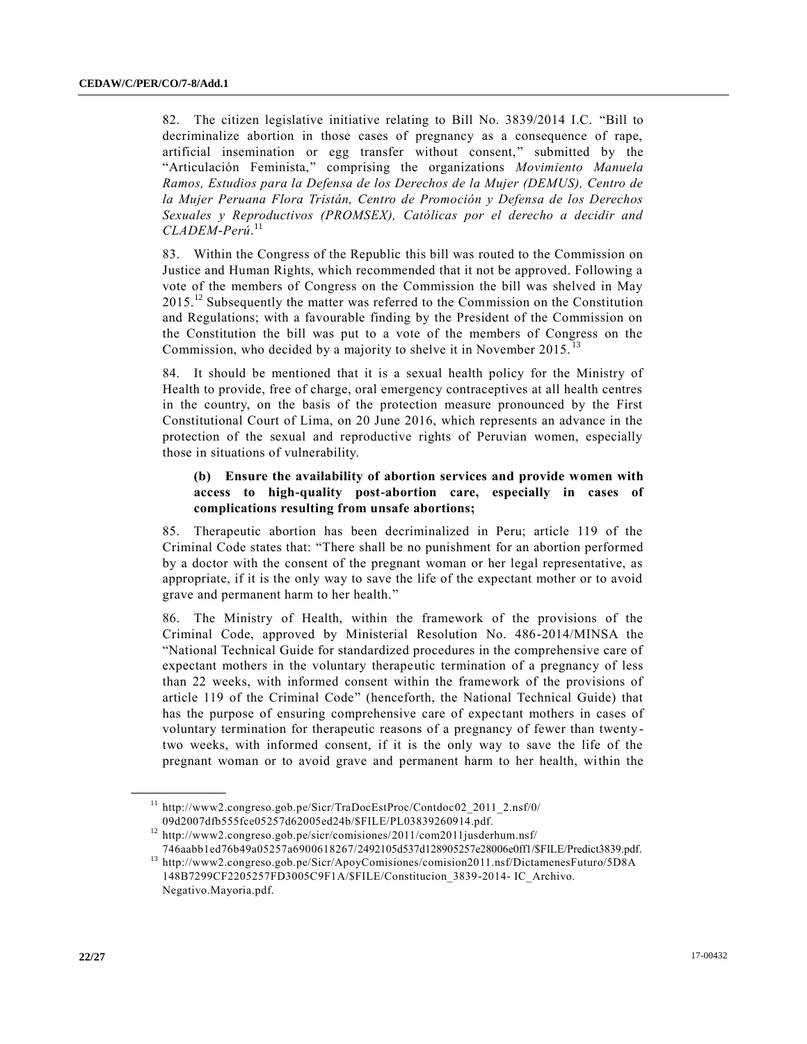82. The citizen legislative initiative relating to Bill No. 3839/2014 I.C. "Bill to decriminalize abortion in those cases of pregnancy as a consequence of rape, artificial insemination or egg transfer without consent," submitted by the "Articulación Feminista," comprising the organizations *Movimiento Manuela Ramos, Estudios para la Defensa de los Derechos de la Mujer (DEMUS), Centro de la Mujer Peruana Flora Tristán, Centro de Promoción y Defensa de los Derechos Sexuales y Reproductivos (PROMSEX), Católicas por el derecho a decidir and CLADEM-Perú*.[11]

83. Within the Congress of the Republic this bill was routed to the Commission on Justice and Human Rights, which recommended that it not be approved. Following a vote of the members of Congress on the Commission the bill was shelved in May 2015.[12] Subsequently the matter was referred to the Commission on the Constitution and Regulations; with a favourable finding by the President of the Commission on the Constitution the bill was put to a vote of the members of Congress on the Commission, who decided by a majority to shelve it in November 2015.[13]

84. It should be mentioned that it is a sexual health policy for the Ministry of Health to provide, free of charge, oral emergency contraceptives at all health centres in the country, on the basis of the protection measure pronounced by the First Constitutional Court of Lima, on 20 June 2016, which represents an advance in the protection of the sexual and reproductive rights of Peruvian women, especially those in situations of vulnerability.

**(b) Ensure the availability of abortion services and provide women with access to high-quality post-abortion care, especially in cases of complications resulting from unsafe abortions;**

85. Therapeutic abortion has been decriminalized in Peru; article 119 of the Criminal Code states that: "There shall be no punishment for an abortion performed by a doctor with the consent of the pregnant woman or her legal representative, as appropriate, if it is the only way to save the life of the expectant mother or to avoid grave and permanent harm to her health."

86. The Ministry of Health, within the framework of the provisions of the Criminal Code, approved by Ministerial Resolution No. 486-2014/MINSA the "National Technical Guide for standardized procedures in the comprehensive care of expectant mothers in the voluntary therapeutic termination of a pregnancy of less than 22 weeks, with informed consent within the framework of the provisions of article 119 of the Criminal Code" (henceforth, the National Technical Guide) that has the purpose of ensuring comprehensive care of expectant mothers in cases of voluntary termination for therapeutic reasons of a pregnancy of fewer than twenty-two weeks, with informed consent, if it is the only way to save the life of the pregnant woman or to avoid grave and permanent harm to her health, within the

---

[11] http://www2.congreso.gob.pe/Sicr/TraDocEstProc/Contdoc02_2011_2.nsf/0/09d2007dfb555fce05257d62005ed24b/$FILE/PL03839260914.pdf.

[12] http://www2.congreso.gob.pe/sicr/comisiones/2011/com2011jusderhum.nsf/746aabb1ed76b49a05257a6900618267/2492105d537d128905257e28006e0ff1/$FILE/Predict3839.pdf.

[13] http://www2.congreso.gob.pe/Sicr/ApoyComisiones/comision2011.nsf/DictamenesFuturo/5D8A148B7299CF2205257FD3005C9F1A/$FILE/Constitucion_3839-2014- IC_Archivo.Negativo.Mayoria.pdf.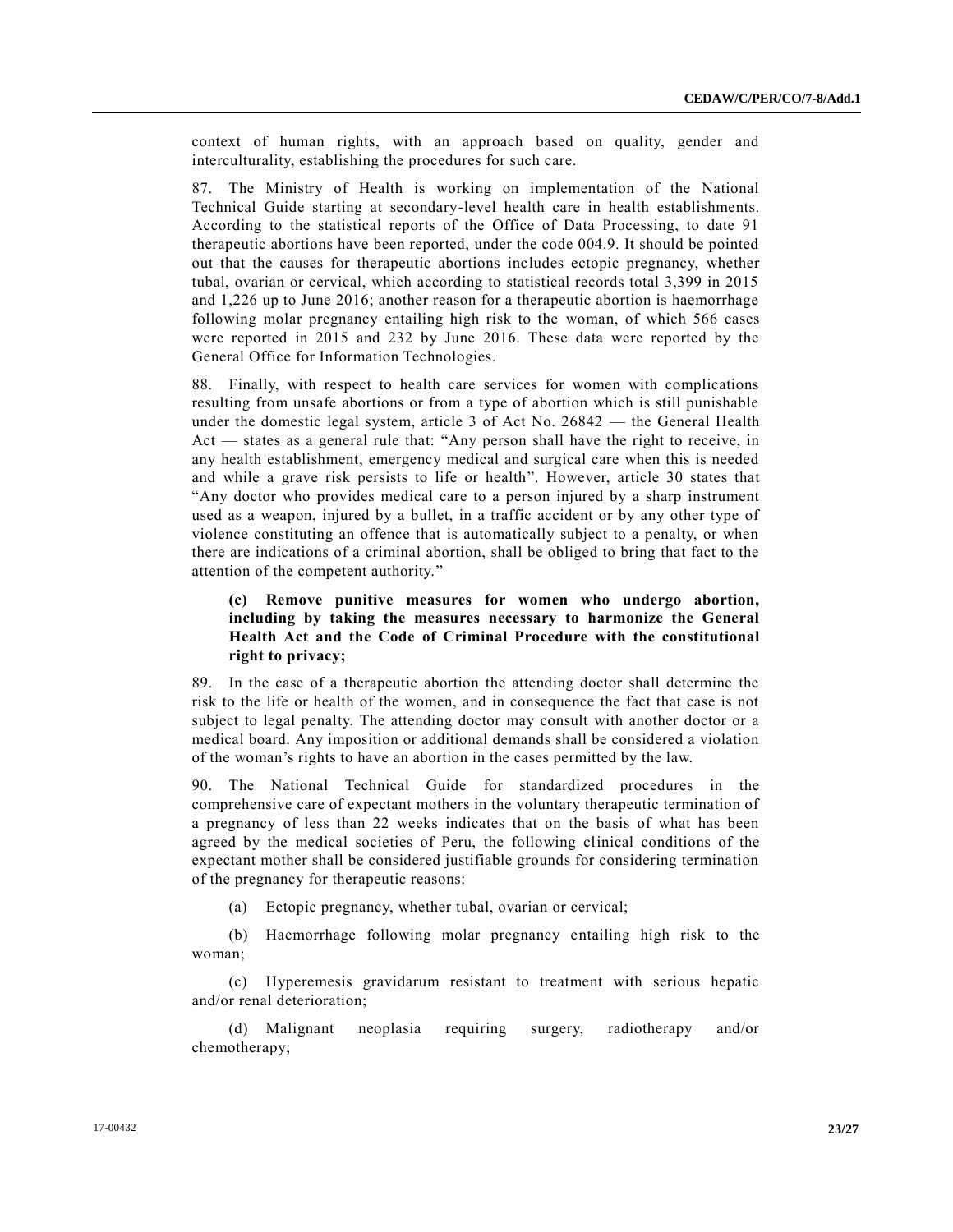context of human rights, with an approach based on quality, gender and interculturality, establishing the procedures for such care.

87. The Ministry of Health is working on implementation of the National Technical Guide starting at secondary-level health care in health establishments. According to the statistical reports of the Office of Data Processing, to date 91 therapeutic abortions have been reported, under the code 004.9. It should be pointed out that the causes for therapeutic abortions includes ectopic pregnancy, whether tubal, ovarian or cervical, which according to statistical records total 3,399 in 2015 and 1,226 up to June 2016; another reason for a therapeutic abortion is haemorrhage following molar pregnancy entailing high risk to the woman, of which 566 cases were reported in 2015 and 232 by June 2016. These data were reported by the General Office for Information Technologies.

88. Finally, with respect to health care services for women with complications resulting from unsafe abortions or from a type of abortion which is still punishable under the domestic legal system, article 3 of Act No. 26842 — the General Health Act — states as a general rule that: "Any person shall have the right to receive, in any health establishment, emergency medical and surgical care when this is needed and while a grave risk persists to life or health". However, article 30 states that "Any doctor who provides medical care to a person injured by a sharp instrument used as a weapon, injured by a bullet, in a traffic accident or by any other type of violence constituting an offence that is automatically subject to a penalty, or when there are indications of a criminal abortion, shall be obliged to bring that fact to the attention of the competent authority."

**(c) Remove punitive measures for women who undergo abortion, including by taking the measures necessary to harmonize the General Health Act and the Code of Criminal Procedure with the constitutional right to privacy;**

89. In the case of a therapeutic abortion the attending doctor shall determine the risk to the life or health of the women, and in consequence the fact that case is not subject to legal penalty. The attending doctor may consult with another doctor or a medical board. Any imposition or additional demands shall be considered a violation of the woman's rights to have an abortion in the cases permitted by the law.

90. The National Technical Guide for standardized procedures in the comprehensive care of expectant mothers in the voluntary therapeutic termination of a pregnancy of less than 22 weeks indicates that on the basis of what has been agreed by the medical societies of Peru, the following clinical conditions of the expectant mother shall be considered justifiable grounds for considering termination of the pregnancy for therapeutic reasons:

(a) Ectopic pregnancy, whether tubal, ovarian or cervical;

(b) Haemorrhage following molar pregnancy entailing high risk to the woman;

(c) Hyperemesis gravidarum resistant to treatment with serious hepatic and/or renal deterioration;

(d) Malignant neoplasia requiring surgery, radiotherapy and/or chemotherapy;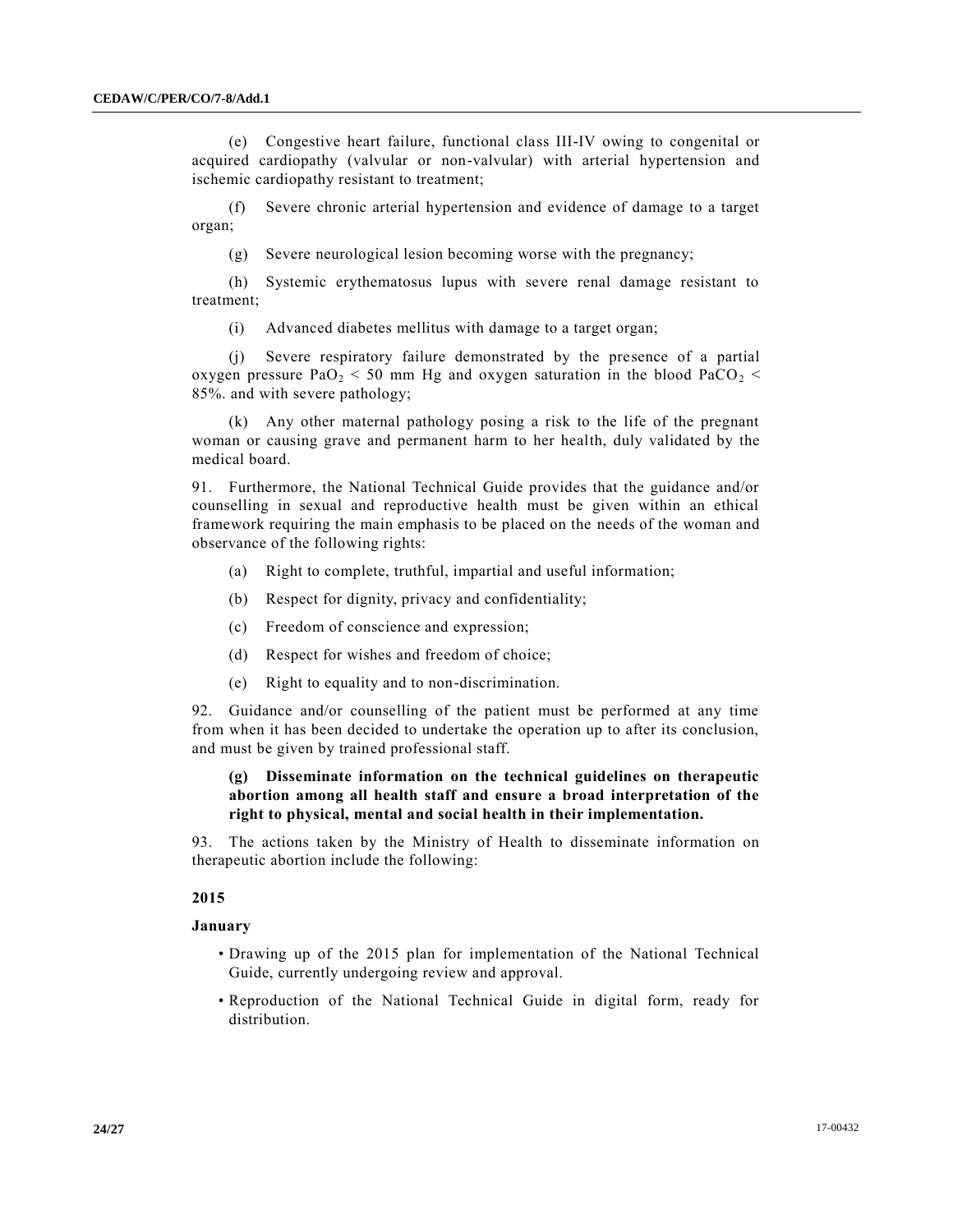(e) Congestive heart failure, functional class III-IV owing to congenital or acquired cardiopathy (valvular or non-valvular) with arterial hypertension and ischemic cardiopathy resistant to treatment;

(f) Severe chronic arterial hypertension and evidence of damage to a target organ;

(g) Severe neurological lesion becoming worse with the pregnancy;

(h) Systemic erythematosus lupus with severe renal damage resistant to treatment;

(i) Advanced diabetes mellitus with damage to a target organ;

(j) Severe respiratory failure demonstrated by the presence of a partial oxygen pressure $PaO_2 < 50$ mm Hg and oxygen saturation in the blood $PaCO_2 <$ 85%. and with severe pathology;

(k) Any other maternal pathology posing a risk to the life of the pregnant woman or causing grave and permanent harm to her health, duly validated by the medical board.

91. Furthermore, the National Technical Guide provides that the guidance and/or counselling in sexual and reproductive health must be given within an ethical framework requiring the main emphasis to be placed on the needs of the woman and observance of the following rights:

(a) Right to complete, truthful, impartial and useful information;

(b) Respect for dignity, privacy and confidentiality;

(c) Freedom of conscience and expression;

(d) Respect for wishes and freedom of choice;

(e) Right to equality and to non-discrimination.

92. Guidance and/or counselling of the patient must be performed at any time from when it has been decided to undertake the operation up to after its conclusion, and must be given by trained professional staff.

**(g) Disseminate information on the technical guidelines on therapeutic abortion among all health staff and ensure a broad interpretation of the right to physical, mental and social health in their implementation.**

93. The actions taken by the Ministry of Health to disseminate information on therapeutic abortion include the following:

**2015**

**January**

- Drawing up of the 2015 plan for implementation of the National Technical Guide, currently undergoing review and approval.
- Reproduction of the National Technical Guide in digital form, ready for distribution.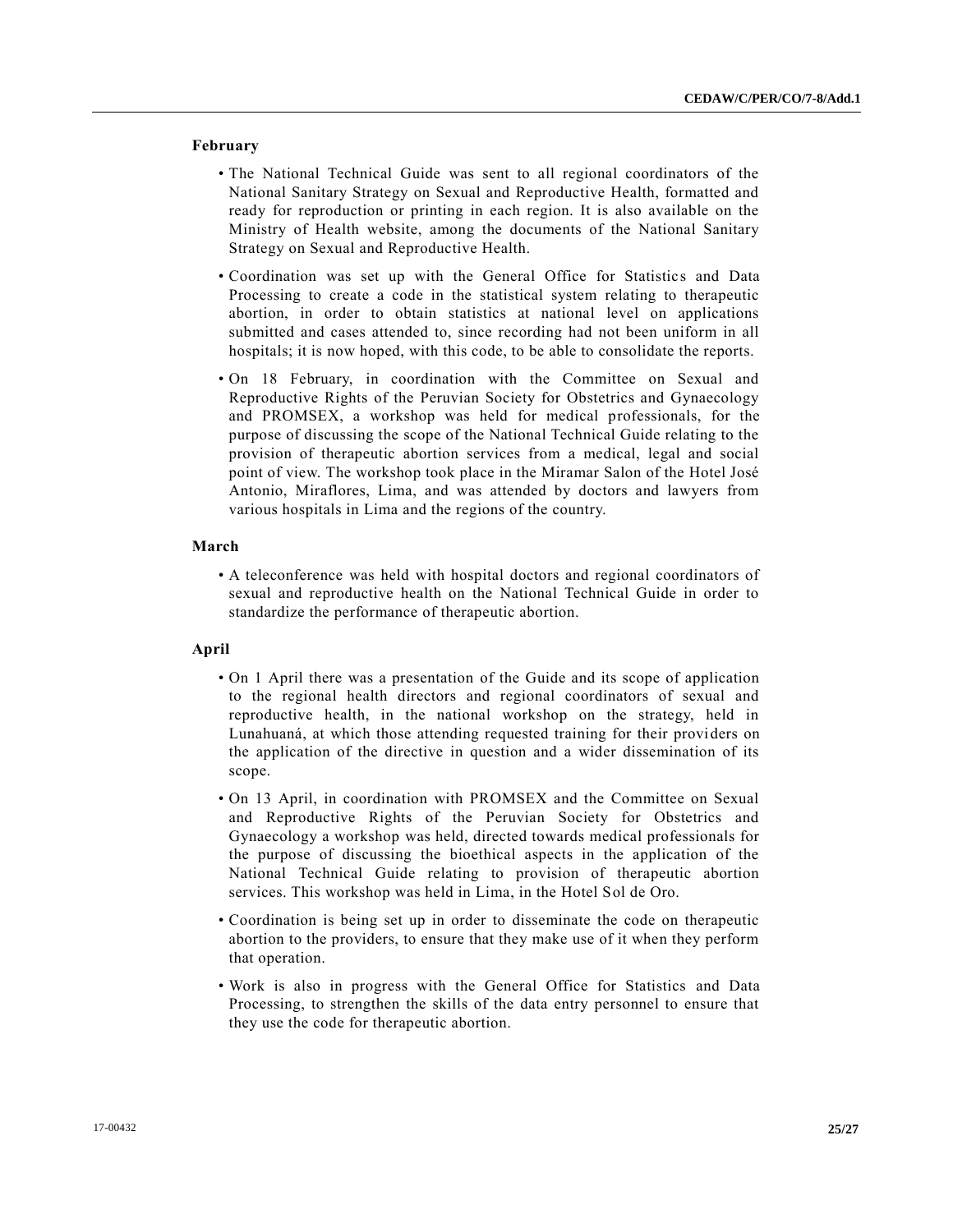**February**

- The National Technical Guide was sent to all regional coordinators of the National Sanitary Strategy on Sexual and Reproductive Health, formatted and ready for reproduction or printing in each region. It is also available on the Ministry of Health website, among the documents of the National Sanitary Strategy on Sexual and Reproductive Health.
- Coordination was set up with the General Office for Statistics and Data Processing to create a code in the statistical system relating to therapeutic abortion, in order to obtain statistics at national level on applications submitted and cases attended to, since recording had not been uniform in all hospitals; it is now hoped, with this code, to be able to consolidate the reports.
- On 18 February, in coordination with the Committee on Sexual and Reproductive Rights of the Peruvian Society for Obstetrics and Gynaecology and PROMSEX, a workshop was held for medical professionals, for the purpose of discussing the scope of the National Technical Guide relating to the provision of therapeutic abortion services from a medical, legal and social point of view. The workshop took place in the Miramar Salon of the Hotel José Antonio, Miraflores, Lima, and was attended by doctors and lawyers from various hospitals in Lima and the regions of the country.

**March**

- A teleconference was held with hospital doctors and regional coordinators of sexual and reproductive health on the National Technical Guide in order to standardize the performance of therapeutic abortion.

**April**

- On 1 April there was a presentation of the Guide and its scope of application to the regional health directors and regional coordinators of sexual and reproductive health, in the national workshop on the strategy, held in Lunahuaná, at which those attending requested training for their providers on the application of the directive in question and a wider dissemination of its scope.
- On 13 April, in coordination with PROMSEX and the Committee on Sexual and Reproductive Rights of the Peruvian Society for Obstetrics and Gynaecology a workshop was held, directed towards medical professionals for the purpose of discussing the bioethical aspects in the application of the National Technical Guide relating to provision of therapeutic abortion services. This workshop was held in Lima, in the Hotel Sol de Oro.
- Coordination is being set up in order to disseminate the code on therapeutic abortion to the providers, to ensure that they make use of it when they perform that operation.
- Work is also in progress with the General Office for Statistics and Data Processing, to strengthen the skills of the data entry personnel to ensure that they use the code for therapeutic abortion.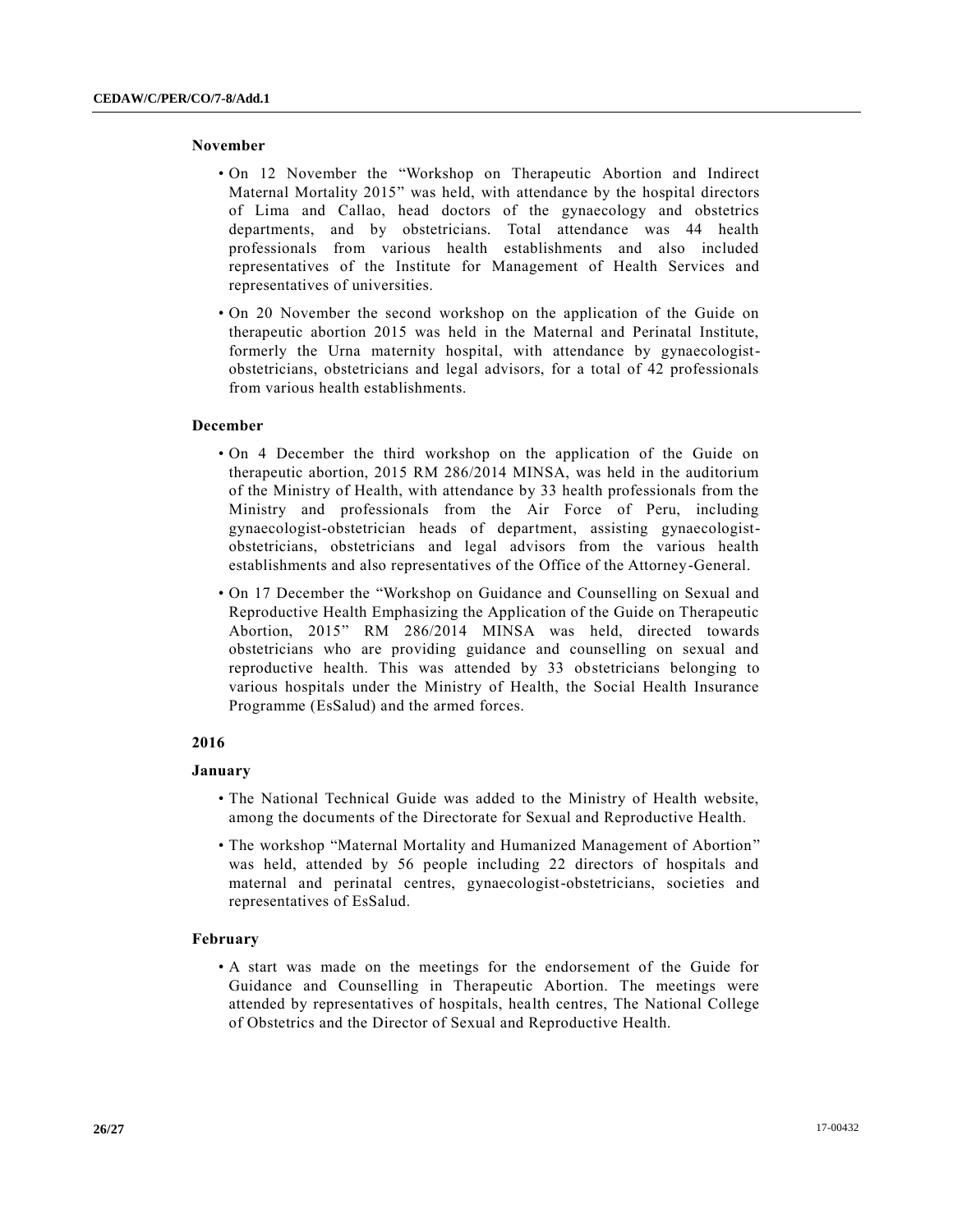**November**

- On 12 November the "Workshop on Therapeutic Abortion and Indirect Maternal Mortality 2015" was held, with attendance by the hospital directors of Lima and Callao, head doctors of the gynaecology and obstetrics departments, and by obstetricians. Total attendance was 44 health professionals from various health establishments and also included representatives of the Institute for Management of Health Services and representatives of universities.
- On 20 November the second workshop on the application of the Guide on therapeutic abortion 2015 was held in the Maternal and Perinatal Institute, formerly the Urna maternity hospital, with attendance by gynaecologist-obstetricians, obstetricians and legal advisors, for a total of 42 professionals from various health establishments.

**December**

- On 4 December the third workshop on the application of the Guide on therapeutic abortion, 2015 RM 286/2014 MINSA, was held in the auditorium of the Ministry of Health, with attendance by 33 health professionals from the Ministry and professionals from the Air Force of Peru, including gynaecologist-obstetrician heads of department, assisting gynaecologist-obstetricians, obstetricians and legal advisors from the various health establishments and also representatives of the Office of the Attorney-General.
- On 17 December the "Workshop on Guidance and Counselling on Sexual and Reproductive Health Emphasizing the Application of the Guide on Therapeutic Abortion, 2015" RM 286/2014 MINSA was held, directed towards obstetricians who are providing guidance and counselling on sexual and reproductive health. This was attended by 33 obstetricians belonging to various hospitals under the Ministry of Health, the Social Health Insurance Programme (EsSalud) and the armed forces.

**2016**

**January**

- The National Technical Guide was added to the Ministry of Health website, among the documents of the Directorate for Sexual and Reproductive Health.
- The workshop "Maternal Mortality and Humanized Management of Abortion" was held, attended by 56 people including 22 directors of hospitals and maternal and perinatal centres, gynaecologist-obstetricians, societies and representatives of EsSalud.

**February**

- A start was made on the meetings for the endorsement of the Guide for Guidance and Counselling in Therapeutic Abortion. The meetings were attended by representatives of hospitals, health centres, The National College of Obstetrics and the Director of Sexual and Reproductive Health.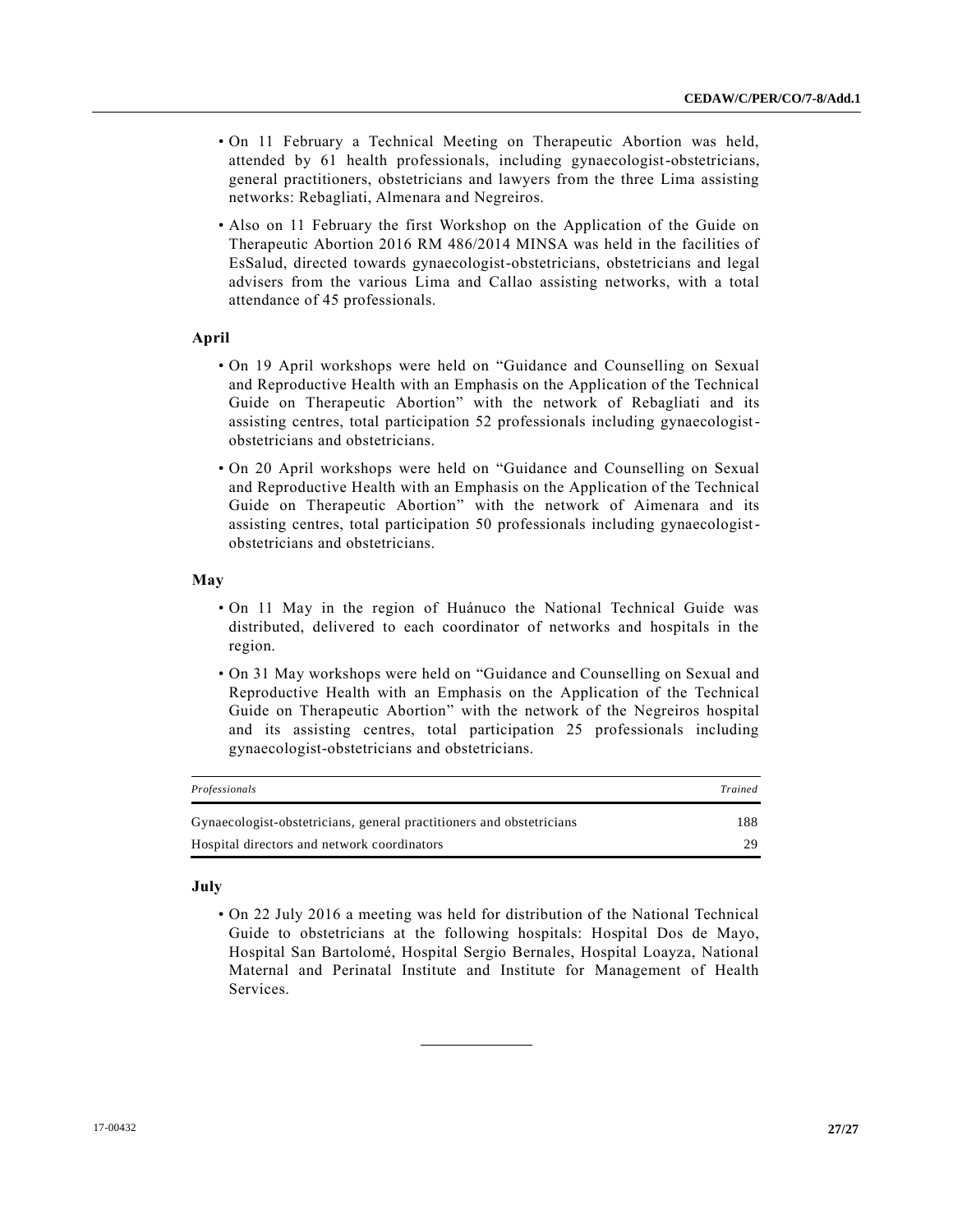- On 11 February a Technical Meeting on Therapeutic Abortion was held, attended by 61 health professionals, including gynaecologist-obstetricians, general practitioners, obstetricians and lawyers from the three Lima assisting networks: Rebagliati, Almenara and Negreiros.
- Also on 11 February the first Workshop on the Application of the Guide on Therapeutic Abortion 2016 RM 486/2014 MINSA was held in the facilities of EsSalud, directed towards gynaecologist-obstetricians, obstetricians and legal advisers from the various Lima and Callao assisting networks, with a total attendance of 45 professionals.

**April**

- On 19 April workshops were held on "Guidance and Counselling on Sexual and Reproductive Health with an Emphasis on the Application of the Technical Guide on Therapeutic Abortion" with the network of Rebagliati and its assisting centres, total participation 52 professionals including gynaecologist-obstetricians and obstetricians.
- On 20 April workshops were held on "Guidance and Counselling on Sexual and Reproductive Health with an Emphasis on the Application of the Technical Guide on Therapeutic Abortion" with the network of Aimenara and its assisting centres, total participation 50 professionals including gynaecologist-obstetricians and obstetricians.

**May**

- On 11 May in the region of Huánuco the National Technical Guide was distributed, delivered to each coordinator of networks and hospitals in the region.
- On 31 May workshops were held on "Guidance and Counselling on Sexual and Reproductive Health with an Emphasis on the Application of the Technical Guide on Therapeutic Abortion" with the network of the Negreiros hospital and its assisting centres, total participation 25 professionals including gynaecologist-obstetricians and obstetricians.

| *Professionals* | *Trained* |
|---|---|
| Gynaecologist-obstetricians, general practitioners and obstetricians | 188 |
| Hospital directors and network coordinators | 29 |

**July**

- On 22 July 2016 a meeting was held for distribution of the National Technical Guide to obstetricians at the following hospitals: Hospital Dos de Mayo, Hospital San Bartolomé, Hospital Sergio Bernales, Hospital Loayza, National Maternal and Perinatal Institute and Institute for Management of Health Services.